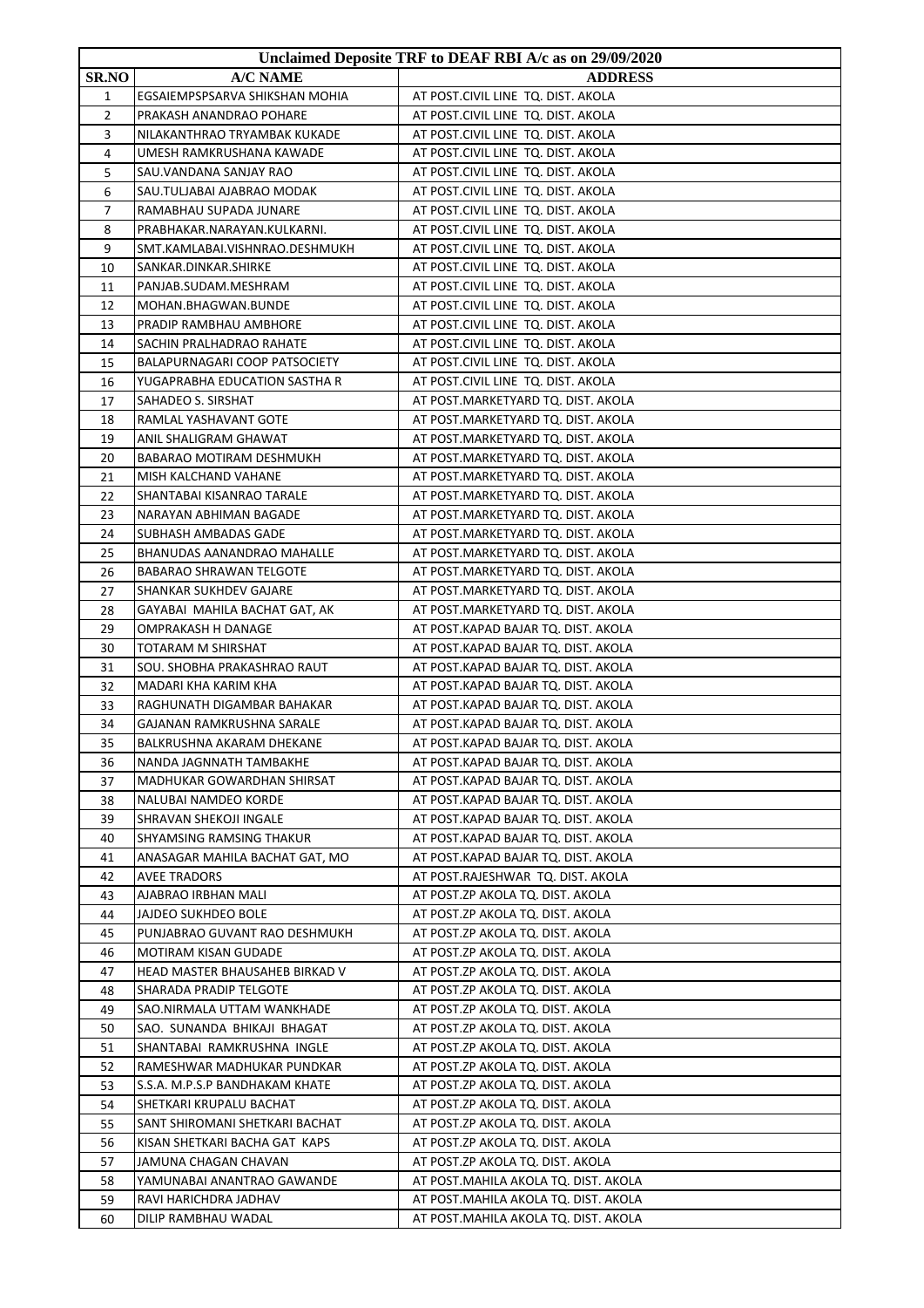| Unclaimed Deposite TRF to DEAF RBI A/c as on 29/09/2020 | | |
|---|---|---|
| SR.NO | A/C NAME | ADDRESS |
| 1 | EGSAIEMPSPSARVA SHIKSHAN MOHIA | AT POST.CIVIL LINE TQ. DIST. AKOLA |
| 2 | PRAKASH ANANDRAO POHARE | AT POST.CIVIL LINE TQ. DIST. AKOLA |
| 3 | NILAKANTHRAO TRYAMBAK KUKADE | AT POST.CIVIL LINE TQ. DIST. AKOLA |
| 4 | UMESH RAMKRUSHANA KAWADE | AT POST.CIVIL LINE TQ. DIST. AKOLA |
| 5 | SAU.VANDANA SANJAY RAO | AT POST.CIVIL LINE TQ. DIST. AKOLA |
| 6 | SAU.TULJABAI AJABRAO MODAK | AT POST.CIVIL LINE TQ. DIST. AKOLA |
| 7 | RAMABHAU SUPADA JUNARE | AT POST.CIVIL LINE TQ. DIST. AKOLA |
| 8 | PRABHAKAR.NARAYAN.KULKARNI. | AT POST.CIVIL LINE TQ. DIST. AKOLA |
| 9 | SMT.KAMLABAI.VISHNRAO.DESHMUKH | AT POST.CIVIL LINE TQ. DIST. AKOLA |
| 10 | SANKAR.DINKAR.SHIRKE | AT POST.CIVIL LINE TQ. DIST. AKOLA |
| 11 | PANJAB.SUDAM.MESHRAM | AT POST.CIVIL LINE TQ. DIST. AKOLA |
| 12 | MOHAN.BHAGWAN.BUNDE | AT POST.CIVIL LINE TQ. DIST. AKOLA |
| 13 | PRADIP RAMBHAU AMBHORE | AT POST.CIVIL LINE TQ. DIST. AKOLA |
| 14 | SACHIN PRALHADRAO RAHATE | AT POST.CIVIL LINE TQ. DIST. AKOLA |
| 15 | BALAPURNAGARI COOP PATSOCIETY | AT POST.CIVIL LINE TQ. DIST. AKOLA |
| 16 | YUGAPRABHA EDUCATION SASTHA R | AT POST.CIVIL LINE TQ. DIST. AKOLA |
| 17 | SAHADEO S. SIRSHAT | AT POST.MARKETYARD TQ. DIST. AKOLA |
| 18 | RAMLAL YASHAVANT GOTE | AT POST.MARKETYARD TQ. DIST. AKOLA |
| 19 | ANIL SHALIGRAM GHAWAT | AT POST.MARKETYARD TQ. DIST. AKOLA |
| 20 | BABARAO MOTIRAM DESHMUKH | AT POST.MARKETYARD TQ. DIST. AKOLA |
| 21 | MISH KALCHAND VAHANE | AT POST.MARKETYARD TQ. DIST. AKOLA |
| 22 | SHANTABAI KISANRAO TARALE | AT POST.MARKETYARD TQ. DIST. AKOLA |
| 23 | NARAYAN ABHIMAN BAGADE | AT POST.MARKETYARD TQ. DIST. AKOLA |
| 24 | SUBHASH AMBADAS GADE | AT POST.MARKETYARD TQ. DIST. AKOLA |
| 25 | BHANUDAS AANANDRAO MAHALLE | AT POST.MARKETYARD TQ. DIST. AKOLA |
| 26 | BABARAO SHRAWAN TELGOTE | AT POST.MARKETYARD TQ. DIST. AKOLA |
| 27 | SHANKAR SUKHDEV GAJARE | AT POST.MARKETYARD TQ. DIST. AKOLA |
| 28 | GAYABAI MAHILA BACHAT GAT, AK | AT POST.MARKETYARD TQ. DIST. AKOLA |
| 29 | OMPRAKASH H DANAGE | AT POST.KAPAD BAJAR TQ. DIST. AKOLA |
| 30 | TOTARAM M SHIRSHAT | AT POST.KAPAD BAJAR TQ. DIST. AKOLA |
| 31 | SOU. SHOBHA PRAKASHRAO RAUT | AT POST.KAPAD BAJAR TQ. DIST. AKOLA |
| 32 | MADARI KHA KARIM KHA | AT POST.KAPAD BAJAR TQ. DIST. AKOLA |
| 33 | RAGHUNATH DIGAMBAR BAHAKAR | AT POST.KAPAD BAJAR TQ. DIST. AKOLA |
| 34 | GAJANAN RAMKRUSHNA SARALE | AT POST.KAPAD BAJAR TQ. DIST. AKOLA |
| 35 | BALKRUSHNA AKARAM DHEKANE | AT POST.KAPAD BAJAR TQ. DIST. AKOLA |
| 36 | NANDA JAGNNATH TAMBAKHE | AT POST.KAPAD BAJAR TQ. DIST. AKOLA |
| 37 | MADHUKAR GOWARDHAN SHIRSAT | AT POST.KAPAD BAJAR TQ. DIST. AKOLA |
| 38 | NALUBAI NAMDEO KORDE | AT POST.KAPAD BAJAR TQ. DIST. AKOLA |
| 39 | SHRAVAN SHEKOJI INGALE | AT POST.KAPAD BAJAR TQ. DIST. AKOLA |
| 40 | SHYAMSING RAMSING THAKUR | AT POST.KAPAD BAJAR TQ. DIST. AKOLA |
| 41 | ANASAGAR MAHILA BACHAT GAT, MO | AT POST.KAPAD BAJAR TQ. DIST. AKOLA |
| 42 | AVEE TRADORS | AT POST.RAJESHWAR TQ. DIST. AKOLA |
| 43 | AJABRAO IRBHAN MALI | AT POST.ZP AKOLA TQ. DIST. AKOLA |
| 44 | JAJDEO SUKHDEO BOLE | AT POST.ZP AKOLA TQ. DIST. AKOLA |
| 45 | PUNJABRAO GUVANT RAO DESHMUKH | AT POST.ZP AKOLA TQ. DIST. AKOLA |
| 46 | MOTIRAM KISAN GUDADE | AT POST.ZP AKOLA TQ. DIST. AKOLA |
| 47 | HEAD MASTER BHAUSAHEB BIRKAD V | AT POST.ZP AKOLA TQ. DIST. AKOLA |
| 48 | SHARADA PRADIP TELGOTE | AT POST.ZP AKOLA TQ. DIST. AKOLA |
| 49 | SAO.NIRMALA UTTAM WANKHADE | AT POST.ZP AKOLA TQ. DIST. AKOLA |
| 50 | SAO. SUNANDA BHIKAJI BHAGAT | AT POST.ZP AKOLA TQ. DIST. AKOLA |
| 51 | SHANTABAI RAMKRUSHNA INGLE | AT POST.ZP AKOLA TQ. DIST. AKOLA |
| 52 | RAMESHWAR MADHUKAR PUNDKAR | AT POST.ZP AKOLA TQ. DIST. AKOLA |
| 53 | S.S.A. M.P.S.P BANDHAKAM KHATE | AT POST.ZP AKOLA TQ. DIST. AKOLA |
| 54 | SHETKARI KRUPALU BACHAT | AT POST.ZP AKOLA TQ. DIST. AKOLA |
| 55 | SANT SHIROMANI SHETKARI BACHAT | AT POST.ZP AKOLA TQ. DIST. AKOLA |
| 56 | KISAN SHETKARI BACHA GAT KAPS | AT POST.ZP AKOLA TQ. DIST. AKOLA |
| 57 | JAMUNA CHAGAN CHAVAN | AT POST.ZP AKOLA TQ. DIST. AKOLA |
| 58 | YAMUNABAI ANANTRAO GAWANDE | AT POST.MAHILA AKOLA TQ. DIST. AKOLA |
| 59 | RAVI HARICHDRA JADHAV | AT POST.MAHILA AKOLA TQ. DIST. AKOLA |
| 60 | DILIP RAMBHAU WADAL | AT POST.MAHILA AKOLA TQ. DIST. AKOLA |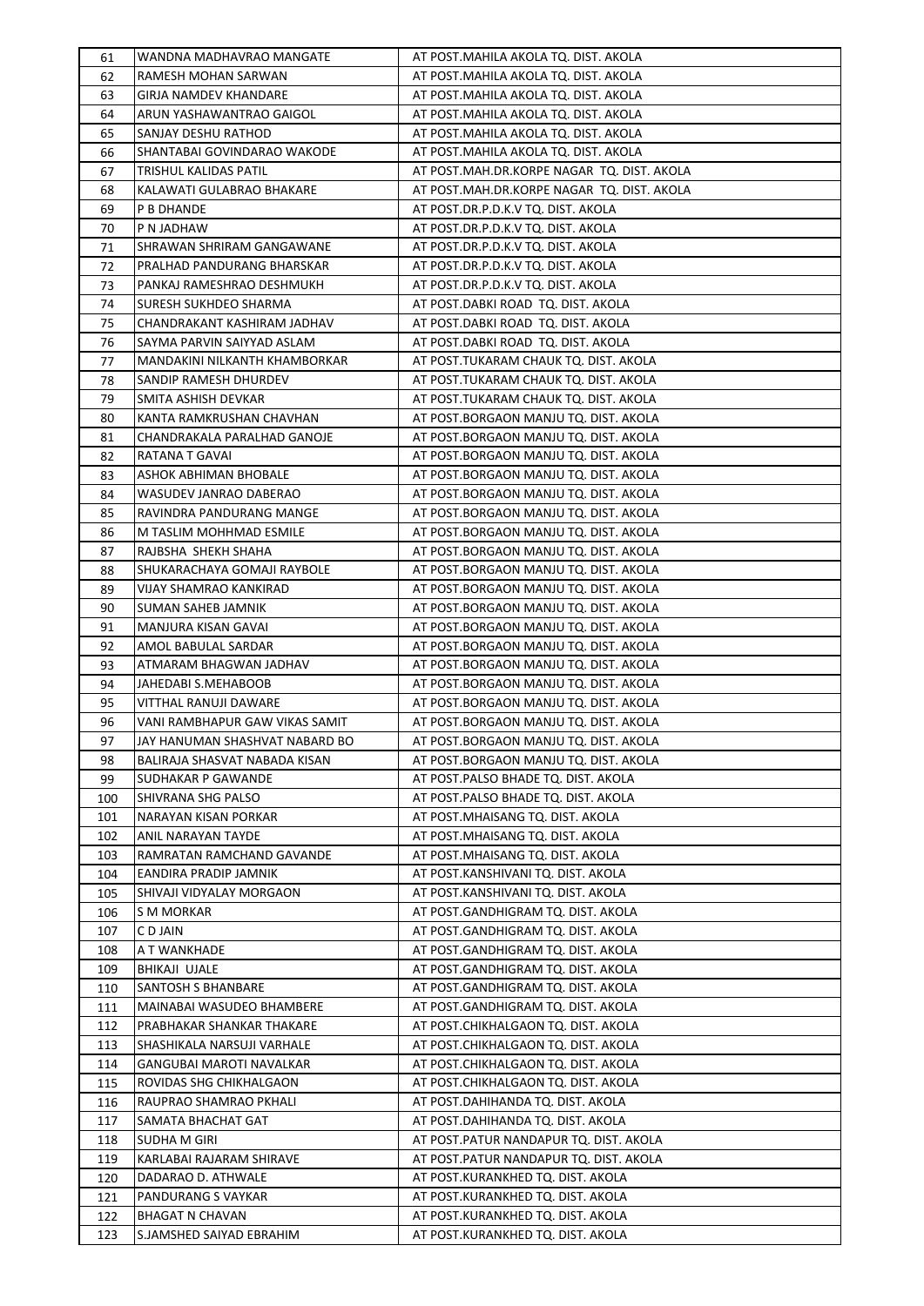| 61 | WANDNA MADHAVRAO MANGATE | AT POST.MAHILA AKOLA TQ. DIST. AKOLA |
|---|---|---|
| 62 | RAMESH MOHAN SARWAN | AT POST.MAHILA AKOLA TQ. DIST. AKOLA |
| 63 | GIRJA NAMDEV KHANDARE | AT POST.MAHILA AKOLA TQ. DIST. AKOLA |
| 64 | ARUN YASHAWANTRAO GAIGOL | AT POST.MAHILA AKOLA TQ. DIST. AKOLA |
| 65 | SANJAY DESHU RATHOD | AT POST.MAHILA AKOLA TQ. DIST. AKOLA |
| 66 | SHANTABAI GOVINDARAO WAKODE | AT POST.MAHILA AKOLA TQ. DIST. AKOLA |
| 67 | TRISHUL KALIDAS PATIL | AT POST.MAH.DR.KORPE NAGAR TQ. DIST. AKOLA |
| 68 | KALAWATI GULABRAO BHAKARE | AT POST.MAH.DR.KORPE NAGAR TQ. DIST. AKOLA |
| 69 | P B DHANDE | AT POST.DR.P.D.K.V TQ. DIST. AKOLA |
| 70 | P N JADHAW | AT POST.DR.P.D.K.V TQ. DIST. AKOLA |
| 71 | SHRAWAN SHRIRAM GANGAWANE | AT POST.DR.P.D.K.V TQ. DIST. AKOLA |
| 72 | PRALHAD PANDURANG BHARSKAR | AT POST.DR.P.D.K.V TQ. DIST. AKOLA |
| 73 | PANKAJ RAMESHRAO DESHMUKH | AT POST.DR.P.D.K.V TQ. DIST. AKOLA |
| 74 | SURESH SUKHDEO SHARMA | AT POST.DABKI ROAD TQ. DIST. AKOLA |
| 75 | CHANDRAKANT KASHIRAM JADHAV | AT POST.DABKI ROAD TQ. DIST. AKOLA |
| 76 | SAYMA PARVIN SAIYYAD ASLAM | AT POST.DABKI ROAD TQ. DIST. AKOLA |
| 77 | MANDAKINI NILKANTH KHAMBORKAR | AT POST.TUKARAM CHAUK TQ. DIST. AKOLA |
| 78 | SANDIP RAMESH DHURDEV | AT POST.TUKARAM CHAUK TQ. DIST. AKOLA |
| 79 | SMITA ASHISH DEVKAR | AT POST.TUKARAM CHAUK TQ. DIST. AKOLA |
| 80 | KANTA RAMKRUSHAN CHAVHAN | AT POST.BORGAON MANJU TQ. DIST. AKOLA |
| 81 | CHANDRAKALA PARALHAD GANOJE | AT POST.BORGAON MANJU TQ. DIST. AKOLA |
| 82 | RATANA T GAVAI | AT POST.BORGAON MANJU TQ. DIST. AKOLA |
| 83 | ASHOK ABHIMAN BHOBALE | AT POST.BORGAON MANJU TQ. DIST. AKOLA |
| 84 | WASUDEV JANRAO DABERAO | AT POST.BORGAON MANJU TQ. DIST. AKOLA |
| 85 | RAVINDRA PANDURANG MANGE | AT POST.BORGAON MANJU TQ. DIST. AKOLA |
| 86 | M TASLIM MOHHMAD ESMILE | AT POST.BORGAON MANJU TQ. DIST. AKOLA |
| 87 | RAJBSHA SHEKH SHAHA | AT POST.BORGAON MANJU TQ. DIST. AKOLA |
| 88 | SHUKARACHAYA GOMAJI RAYBOLE | AT POST.BORGAON MANJU TQ. DIST. AKOLA |
| 89 | VIJAY SHAMRAO KANKIRAD | AT POST.BORGAON MANJU TQ. DIST. AKOLA |
| 90 | SUMAN SAHEB JAMNIK | AT POST.BORGAON MANJU TQ. DIST. AKOLA |
| 91 | MANJURA KISAN GAVAI | AT POST.BORGAON MANJU TQ. DIST. AKOLA |
| 92 | AMOL BABULAL SARDAR | AT POST.BORGAON MANJU TQ. DIST. AKOLA |
| 93 | ATMARAM BHAGWAN JADHAV | AT POST.BORGAON MANJU TQ. DIST. AKOLA |
| 94 | JAHEDABI S.MEHABOOB | AT POST.BORGAON MANJU TQ. DIST. AKOLA |
| 95 | VITTHAL RANUJI DAWARE | AT POST.BORGAON MANJU TQ. DIST. AKOLA |
| 96 | VANI RAMBHAPUR GAW VIKAS SAMIT | AT POST.BORGAON MANJU TQ. DIST. AKOLA |
| 97 | JAY HANUMAN SHASHVAT NABARD BO | AT POST.BORGAON MANJU TQ. DIST. AKOLA |
| 98 | BALIRAJA SHASVAT NABADA KISAN | AT POST.BORGAON MANJU TQ. DIST. AKOLA |
| 99 | SUDHAKAR P GAWANDE | AT POST.PALSO BHADE TQ. DIST. AKOLA |
| 100 | SHIVRANA SHG PALSO | AT POST.PALSO BHADE TQ. DIST. AKOLA |
| 101 | NARAYAN KISAN PORKAR | AT POST.MHAISANG TQ. DIST. AKOLA |
| 102 | ANIL NARAYAN TAYDE | AT POST.MHAISANG TQ. DIST. AKOLA |
| 103 | RAMRATAN RAMCHAND GAVANDE | AT POST.MHAISANG TQ. DIST. AKOLA |
| 104 | EANDIRA PRADIP JAMNIK | AT POST.KANSHIVANI TQ. DIST. AKOLA |
| 105 | SHIVAJI VIDYALAY MORGAON | AT POST.KANSHIVANI TQ. DIST. AKOLA |
| 106 | S M MORKAR | AT POST.GANDHIGRAM TQ. DIST. AKOLA |
| 107 | C D JAIN | AT POST.GANDHIGRAM TQ. DIST. AKOLA |
| 108 | A T WANKHADE | AT POST.GANDHIGRAM TQ. DIST. AKOLA |
| 109 | BHIKAJI UJALE | AT POST.GANDHIGRAM TQ. DIST. AKOLA |
| 110 | SANTOSH S BHANBARE | AT POST.GANDHIGRAM TQ. DIST. AKOLA |
| 111 | MAINABAI WASUDEO BHAMBERE | AT POST.GANDHIGRAM TQ. DIST. AKOLA |
| 112 | PRABHAKAR SHANKAR THAKARE | AT POST.CHIKHALGAON TQ. DIST. AKOLA |
| 113 | SHASHIKALA NARSUJI VARHALE | AT POST.CHIKHALGAON TQ. DIST. AKOLA |
| 114 | GANGUBAI MAROTI NAVALKAR | AT POST.CHIKHALGAON TQ. DIST. AKOLA |
| 115 | ROVIDAS SHG CHIKHALGAON | AT POST.CHIKHALGAON TQ. DIST. AKOLA |
| 116 | RAUPRAO SHAMRAO PKHALI | AT POST.DAHIHANDA TQ. DIST. AKOLA |
| 117 | SAMATA BHACHAT GAT | AT POST.DAHIHANDA TQ. DIST. AKOLA |
| 118 | SUDHA M GIRI | AT POST.PATUR NANDAPUR TQ. DIST. AKOLA |
| 119 | KARLABAI RAJARAM SHIRAVE | AT POST.PATUR NANDAPUR TQ. DIST. AKOLA |
| 120 | DADARAO D. ATHWALE | AT POST.KURANKHED TQ. DIST. AKOLA |
| 121 | PANDURANG S VAYKAR | AT POST.KURANKHED TQ. DIST. AKOLA |
| 122 | BHAGAT N CHAVAN | AT POST.KURANKHED TQ. DIST. AKOLA |
| 123 | S.JAMSHED SAIYAD EBRAHIM | AT POST.KURANKHED TQ. DIST. AKOLA |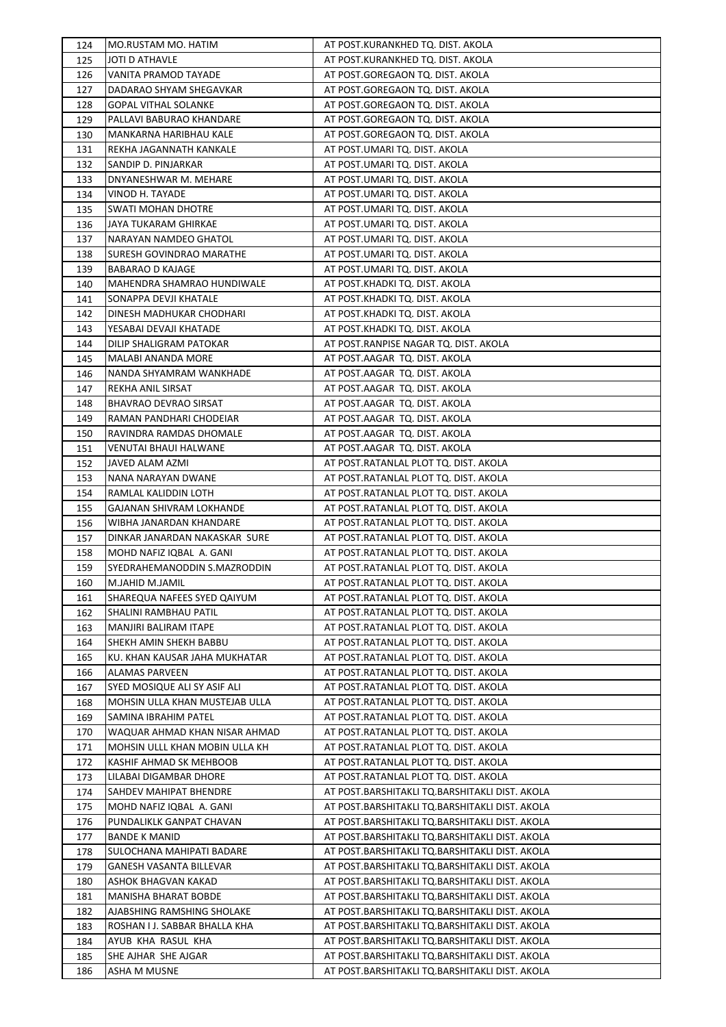| 124 | MO.RUSTAM MO. HATIM | AT POST.KURANKHED TQ. DIST. AKOLA |
|---|---|---|
| 125 | JOTI D ATHAVLE | AT POST.KURANKHED TQ. DIST. AKOLA |
| 126 | VANITA PRAMOD TAYADE | AT POST.GOREGAON TQ. DIST. AKOLA |
| 127 | DADARAO SHYAM SHEGAVKAR | AT POST.GOREGAON TQ. DIST. AKOLA |
| 128 | GOPAL VITHAL SOLANKE | AT POST.GOREGAON TQ. DIST. AKOLA |
| 129 | PALLAVI BABURAO KHANDARE | AT POST.GOREGAON TQ. DIST. AKOLA |
| 130 | MANKARNA HARIBHAU KALE | AT POST.GOREGAON TQ. DIST. AKOLA |
| 131 | REKHA JAGANNATH KANKALE | AT POST.UMARI TQ. DIST. AKOLA |
| 132 | SANDIP D. PINJARKAR | AT POST.UMARI TQ. DIST. AKOLA |
| 133 | DNYANESHWAR M. MEHARE | AT POST.UMARI TQ. DIST. AKOLA |
| 134 | VINOD H. TAYADE | AT POST.UMARI TQ. DIST. AKOLA |
| 135 | SWATI MOHAN DHOTRE | AT POST.UMARI TQ. DIST. AKOLA |
| 136 | JAYA TUKARAM GHIRKAE | AT POST.UMARI TQ. DIST. AKOLA |
| 137 | NARAYAN NAMDEO GHATOL | AT POST.UMARI TQ. DIST. AKOLA |
| 138 | SURESH GOVINDRAO MARATHE | AT POST.UMARI TQ. DIST. AKOLA |
| 139 | BABARAO D KAJAGE | AT POST.UMARI TQ. DIST. AKOLA |
| 140 | MAHENDRA SHAMRAO HUNDIWALE | AT POST.KHADKI TQ. DIST. AKOLA |
| 141 | SONAPPA DEVJI KHATALE | AT POST.KHADKI TQ. DIST. AKOLA |
| 142 | DINESH MADHUKAR CHODHARI | AT POST.KHADKI TQ. DIST. AKOLA |
| 143 | YESABAI DEVAJI KHATADE | AT POST.KHADKI TQ. DIST. AKOLA |
| 144 | DILIP SHALIGRAM PATOKAR | AT POST.RANPISE NAGAR TQ. DIST. AKOLA |
| 145 | MALABI ANANDA MORE | AT POST.AAGAR TQ. DIST. AKOLA |
| 146 | NANDA SHYAMRAM WANKHADE | AT POST.AAGAR TQ. DIST. AKOLA |
| 147 | REKHA ANIL SIRSAT | AT POST.AAGAR TQ. DIST. AKOLA |
| 148 | BHAVRAO DEVRAO SIRSAT | AT POST.AAGAR TQ. DIST. AKOLA |
| 149 | RAMAN PANDHARI CHODEIAR | AT POST.AAGAR TQ. DIST. AKOLA |
| 150 | RAVINDRA RAMDAS DHOMALE | AT POST.AAGAR TQ. DIST. AKOLA |
| 151 | VENUTAI BHAUI HALWANE | AT POST.AAGAR TQ. DIST. AKOLA |
| 152 | JAVED ALAM AZMI | AT POST.RATANLAL PLOT TQ. DIST. AKOLA |
| 153 | NANA NARAYAN DWANE | AT POST.RATANLAL PLOT TQ. DIST. AKOLA |
| 154 | RAMLAL KALIDDIN LOTH | AT POST.RATANLAL PLOT TQ. DIST. AKOLA |
| 155 | GAJANAN SHIVRAM LOKHANDE | AT POST.RATANLAL PLOT TQ. DIST. AKOLA |
| 156 | WIBHA JANARDAN KHANDARE | AT POST.RATANLAL PLOT TQ. DIST. AKOLA |
| 157 | DINKAR JANARDAN NAKASKAR SURE | AT POST.RATANLAL PLOT TQ. DIST. AKOLA |
| 158 | MOHD NAFIZ IQBAL A. GANI | AT POST.RATANLAL PLOT TQ. DIST. AKOLA |
| 159 | SYEDRAHEMANODDIN S.MAZRODDIN | AT POST.RATANLAL PLOT TQ. DIST. AKOLA |
| 160 | M.JAHID M.JAMIL | AT POST.RATANLAL PLOT TQ. DIST. AKOLA |
| 161 | SHAREQUA NAFEES SYED QAIYUM | AT POST.RATANLAL PLOT TQ. DIST. AKOLA |
| 162 | SHALINI RAMBHAU PATIL | AT POST.RATANLAL PLOT TQ. DIST. AKOLA |
| 163 | MANJIRI BALIRAM ITAPE | AT POST.RATANLAL PLOT TQ. DIST. AKOLA |
| 164 | SHEKH AMIN SHEKH BABBU | AT POST.RATANLAL PLOT TQ. DIST. AKOLA |
| 165 | KU. KHAN KAUSAR JAHA MUKHATAR | AT POST.RATANLAL PLOT TQ. DIST. AKOLA |
| 166 | ALAMAS PARVEEN | AT POST.RATANLAL PLOT TQ. DIST. AKOLA |
| 167 | SYED MOSIQUE ALI SY ASIF ALI | AT POST.RATANLAL PLOT TQ. DIST. AKOLA |
| 168 | MOHSIN ULLA KHAN MUSTEJAB ULLA | AT POST.RATANLAL PLOT TQ. DIST. AKOLA |
| 169 | SAMINA IBRAHIM PATEL | AT POST.RATANLAL PLOT TQ. DIST. AKOLA |
| 170 | WAQUAR AHMAD KHAN NISAR AHMAD | AT POST.RATANLAL PLOT TQ. DIST. AKOLA |
| 171 | MOHSIN ULLL KHAN MOBIN ULLA KH | AT POST.RATANLAL PLOT TQ. DIST. AKOLA |
| 172 | KASHIF AHMAD SK MEHBOOB | AT POST.RATANLAL PLOT TQ. DIST. AKOLA |
| 173 | LILABAI DIGAMBAR DHORE | AT POST.RATANLAL PLOT TQ. DIST. AKOLA |
| 174 | SAHDEV MAHIPAT BHENDRE | AT POST.BARSHITAKLI TQ.BARSHITAKLI DIST. AKOLA |
| 175 | MOHD NAFIZ IQBAL A. GANI | AT POST.BARSHITAKLI TQ.BARSHITAKLI DIST. AKOLA |
| 176 | PUNDALIKLK GANPAT CHAVAN | AT POST.BARSHITAKLI TQ.BARSHITAKLI DIST. AKOLA |
| 177 | BANDE K MANID | AT POST.BARSHITAKLI TQ.BARSHITAKLI DIST. AKOLA |
| 178 | SULOCHANA MAHIPATI BADARE | AT POST.BARSHITAKLI TQ.BARSHITAKLI DIST. AKOLA |
| 179 | GANESH VASANTA BILLEVAR | AT POST.BARSHITAKLI TQ.BARSHITAKLI DIST. AKOLA |
| 180 | ASHOK BHAGVAN KAKAD | AT POST.BARSHITAKLI TQ.BARSHITAKLI DIST. AKOLA |
| 181 | MANISHA BHARAT BOBDE | AT POST.BARSHITAKLI TQ.BARSHITAKLI DIST. AKOLA |
| 182 | AJABSHING RAMSHING SHOLAKE | AT POST.BARSHITAKLI TQ.BARSHITAKLI DIST. AKOLA |
| 183 | ROSHAN I J. SABBAR BHALLA KHA | AT POST.BARSHITAKLI TQ.BARSHITAKLI DIST. AKOLA |
| 184 | AYUB KHA RASUL KHA | AT POST.BARSHITAKLI TQ.BARSHITAKLI DIST. AKOLA |
| 185 | SHE AJHAR SHE AJGAR | AT POST.BARSHITAKLI TQ.BARSHITAKLI DIST. AKOLA |
| 186 | ASHA M MUSNE | AT POST.BARSHITAKLI TQ.BARSHITAKLI DIST. AKOLA |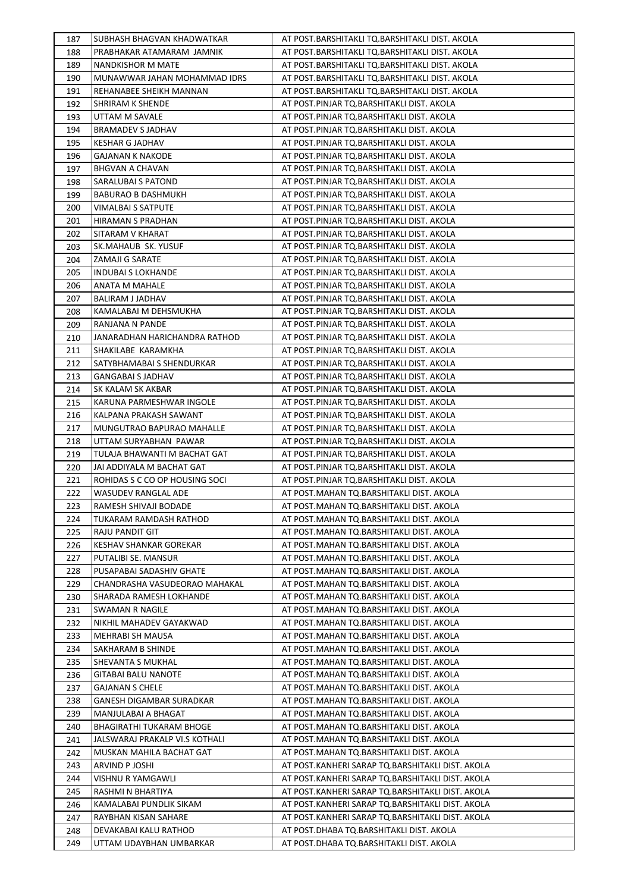| | | |
|---|---|---|
| 187 | SUBHASH BHAGVAN KHADWATKAR | AT POST.BARSHITAKLI TQ.BARSHITAKLI DIST. AKOLA |
| 188 | PRABHAKAR ATAMARAM JAMNIK | AT POST.BARSHITAKLI TQ.BARSHITAKLI DIST. AKOLA |
| 189 | NANDKISHOR M MATE | AT POST.BARSHITAKLI TQ.BARSHITAKLI DIST. AKOLA |
| 190 | MUNAWWAR JAHAN MOHAMMAD IDRS | AT POST.BARSHITAKLI TQ.BARSHITAKLI DIST. AKOLA |
| 191 | REHANABEE SHEIKH MANNAN | AT POST.BARSHITAKLI TQ.BARSHITAKLI DIST. AKOLA |
| 192 | SHRIRAM K SHENDE | AT POST.PINJAR TQ.BARSHITAKLI DIST. AKOLA |
| 193 | UTTAM M SAVALE | AT POST.PINJAR TQ.BARSHITAKLI DIST. AKOLA |
| 194 | BRAMADEV S JADHAV | AT POST.PINJAR TQ.BARSHITAKLI DIST. AKOLA |
| 195 | KESHAR G JADHAV | AT POST.PINJAR TQ.BARSHITAKLI DIST. AKOLA |
| 196 | GAJANAN K NAKODE | AT POST.PINJAR TQ.BARSHITAKLI DIST. AKOLA |
| 197 | BHGVAN A CHAVAN | AT POST.PINJAR TQ.BARSHITAKLI DIST. AKOLA |
| 198 | SARALUBAI S PATOND | AT POST.PINJAR TQ.BARSHITAKLI DIST. AKOLA |
| 199 | BABURAO B DASHMUKH | AT POST.PINJAR TQ.BARSHITAKLI DIST. AKOLA |
| 200 | VIMALBAI S SATPUTE | AT POST.PINJAR TQ.BARSHITAKLI DIST. AKOLA |
| 201 | HIRAMAN S PRADHAN | AT POST.PINJAR TQ.BARSHITAKLI DIST. AKOLA |
| 202 | SITARAM V KHARAT | AT POST.PINJAR TQ.BARSHITAKLI DIST. AKOLA |
| 203 | SK.MAHAUB SK. YUSUF | AT POST.PINJAR TQ.BARSHITAKLI DIST. AKOLA |
| 204 | ZAMAJI G SARATE | AT POST.PINJAR TQ.BARSHITAKLI DIST. AKOLA |
| 205 | INDUBAI S LOKHANDE | AT POST.PINJAR TQ.BARSHITAKLI DIST. AKOLA |
| 206 | ANATA M MAHALE | AT POST.PINJAR TQ.BARSHITAKLI DIST. AKOLA |
| 207 | BALIRAM J JADHAV | AT POST.PINJAR TQ.BARSHITAKLI DIST. AKOLA |
| 208 | KAMALABAI M DEHSMUKHA | AT POST.PINJAR TQ.BARSHITAKLI DIST. AKOLA |
| 209 | RANJANA N PANDE | AT POST.PINJAR TQ.BARSHITAKLI DIST. AKOLA |
| 210 | JANARADHAN HARICHANDRA RATHOD | AT POST.PINJAR TQ.BARSHITAKLI DIST. AKOLA |
| 211 | SHAKILABE KARAMKHA | AT POST.PINJAR TQ.BARSHITAKLI DIST. AKOLA |
| 212 | SATYBHAMABAI S SHENDURKAR | AT POST.PINJAR TQ.BARSHITAKLI DIST. AKOLA |
| 213 | GANGABAI S JADHAV | AT POST.PINJAR TQ.BARSHITAKLI DIST. AKOLA |
| 214 | SK KALAM SK AKBAR | AT POST.PINJAR TQ.BARSHITAKLI DIST. AKOLA |
| 215 | KARUNA PARMESHWAR INGOLE | AT POST.PINJAR TQ.BARSHITAKLI DIST. AKOLA |
| 216 | KALPANA PRAKASH SAWANT | AT POST.PINJAR TQ.BARSHITAKLI DIST. AKOLA |
| 217 | MUNGUTRAO BAPURAO MAHALLE | AT POST.PINJAR TQ.BARSHITAKLI DIST. AKOLA |
| 218 | UTTAM SURYABHAN PAWAR | AT POST.PINJAR TQ.BARSHITAKLI DIST. AKOLA |
| 219 | TULAJA BHAWANTI M BACHAT GAT | AT POST.PINJAR TQ.BARSHITAKLI DIST. AKOLA |
| 220 | JAI ADDIYALA M BACHAT GAT | AT POST.PINJAR TQ.BARSHITAKLI DIST. AKOLA |
| 221 | ROHIDAS S C CO OP HOUSING SOCI | AT POST.PINJAR TQ.BARSHITAKLI DIST. AKOLA |
| 222 | WASUDEV RANGLAL ADE | AT POST.MAHAN TQ.BARSHITAKLI DIST. AKOLA |
| 223 | RAMESH SHIVAJI BODADE | AT POST.MAHAN TQ.BARSHITAKLI DIST. AKOLA |
| 224 | TUKARAM RAMDASH RATHOD | AT POST.MAHAN TQ.BARSHITAKLI DIST. AKOLA |
| 225 | RAJU PANDIT GIT | AT POST.MAHAN TQ.BARSHITAKLI DIST. AKOLA |
| 226 | KESHAV SHANKAR GOREKAR | AT POST.MAHAN TQ.BARSHITAKLI DIST. AKOLA |
| 227 | PUTALIBI SE. MANSUR | AT POST.MAHAN TQ.BARSHITAKLI DIST. AKOLA |
| 228 | PUSAPABAI SADASHIV GHATE | AT POST.MAHAN TQ.BARSHITAKLI DIST. AKOLA |
| 229 | CHANDRASHA VASUDEORAO MAHAKAL | AT POST.MAHAN TQ.BARSHITAKLI DIST. AKOLA |
| 230 | SHARADA RAMESH LOKHANDE | AT POST.MAHAN TQ.BARSHITAKLI DIST. AKOLA |
| 231 | SWAMAN R NAGILE | AT POST.MAHAN TQ.BARSHITAKLI DIST. AKOLA |
| 232 | NIKHIL MAHADEV GAYAKWAD | AT POST.MAHAN TQ.BARSHITAKLI DIST. AKOLA |
| 233 | MEHRABI SH MAUSA | AT POST.MAHAN TQ.BARSHITAKLI DIST. AKOLA |
| 234 | SAKHARAM B SHINDE | AT POST.MAHAN TQ.BARSHITAKLI DIST. AKOLA |
| 235 | SHEVANTA S MUKHAL | AT POST.MAHAN TQ.BARSHITAKLI DIST. AKOLA |
| 236 | GITABAI BALU NANOTE | AT POST.MAHAN TQ.BARSHITAKLI DIST. AKOLA |
| 237 | GAJANAN S CHELE | AT POST.MAHAN TQ.BARSHITAKLI DIST. AKOLA |
| 238 | GANESH DIGAMBAR SURADKAR | AT POST.MAHAN TQ.BARSHITAKLI DIST. AKOLA |
| 239 | MANJULABAI A BHAGAT | AT POST.MAHAN TQ.BARSHITAKLI DIST. AKOLA |
| 240 | BHAGIRATHI TUKARAM BHOGE | AT POST.MAHAN TQ.BARSHITAKLI DIST. AKOLA |
| 241 | JALSWARAJ PRAKALP VI.S KOTHALI | AT POST.MAHAN TQ.BARSHITAKLI DIST. AKOLA |
| 242 | MUSKAN MAHILA BACHAT GAT | AT POST.MAHAN TQ.BARSHITAKLI DIST. AKOLA |
| 243 | ARVIND P JOSHI | AT POST.KANHERI SARAP TQ.BARSHITAKLI DIST. AKOLA |
| 244 | VISHNU R YAMGAWLI | AT POST.KANHERI SARAP TQ.BARSHITAKLI DIST. AKOLA |
| 245 | RASHMI N BHARTIYA | AT POST.KANHERI SARAP TQ.BARSHITAKLI DIST. AKOLA |
| 246 | KAMALABAI PUNDLIK SIKAM | AT POST.KANHERI SARAP TQ.BARSHITAKLI DIST. AKOLA |
| 247 | RAYBHAN KISAN SAHARE | AT POST.KANHERI SARAP TQ.BARSHITAKLI DIST. AKOLA |
| 248 | DEVAKABAI KALU RATHOD | AT POST.DHABA TQ.BARSHITAKLI DIST. AKOLA |
| 249 | UTTAM UDAYBHAN UMBARKAR | AT POST.DHABA TQ.BARSHITAKLI DIST. AKOLA |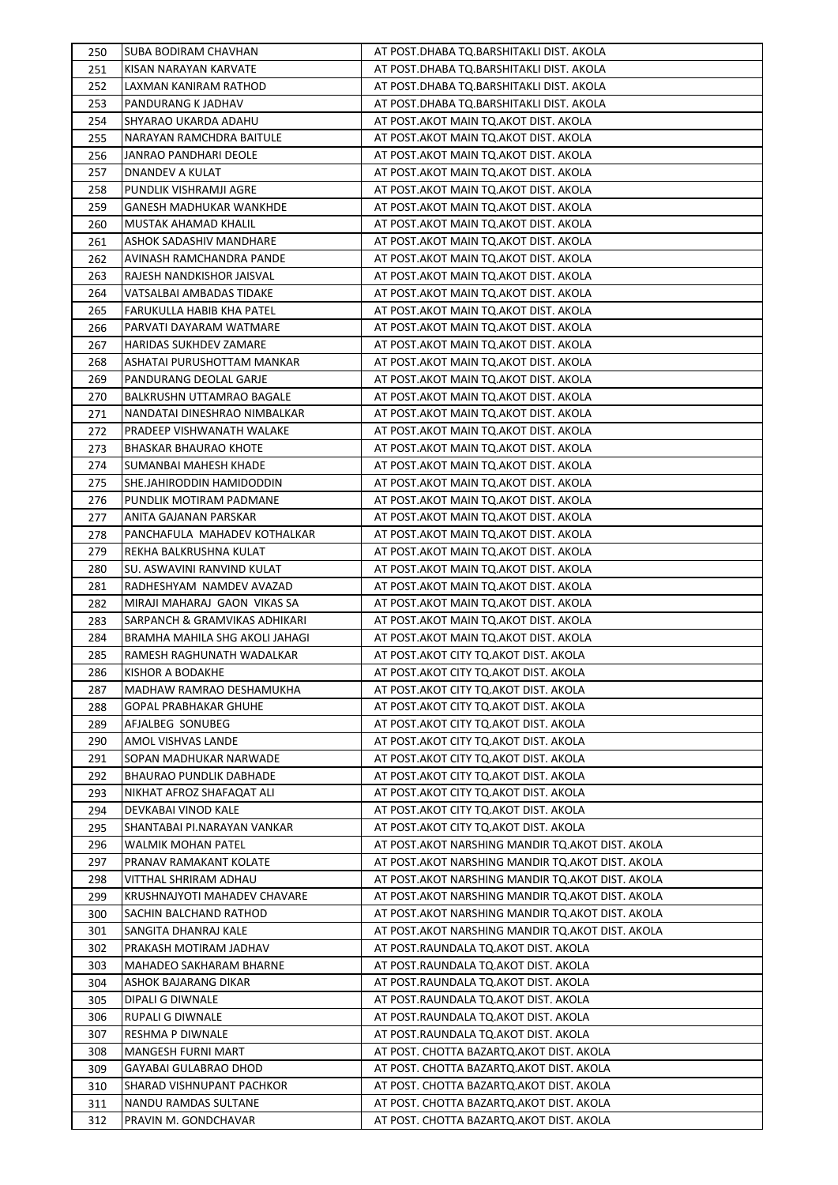| 250 | SUBA BODIRAM CHAVHAN | AT POST.DHABA TQ.BARSHITAKLI DIST. AKOLA |
|---|---|---|
| 251 | KISAN NARAYAN KARVATE | AT POST.DHABA TQ.BARSHITAKLI DIST. AKOLA |
| 252 | LAXMAN KANIRAM RATHOD | AT POST.DHABA TQ.BARSHITAKLI DIST. AKOLA |
| 253 | PANDURANG K JADHAV | AT POST.DHABA TQ.BARSHITAKLI DIST. AKOLA |
| 254 | SHYARAO UKARDA ADAHU | AT POST.AKOT MAIN TQ.AKOT DIST. AKOLA |
| 255 | NARAYAN RAMCHDRA BAITULE | AT POST.AKOT MAIN TQ.AKOT DIST. AKOLA |
| 256 | JANRAO PANDHARI DEOLE | AT POST.AKOT MAIN TQ.AKOT DIST. AKOLA |
| 257 | DNANDEV A KULAT | AT POST.AKOT MAIN TQ.AKOT DIST. AKOLA |
| 258 | PUNDLIK VISHRAMJI AGRE | AT POST.AKOT MAIN TQ.AKOT DIST. AKOLA |
| 259 | GANESH MADHUKAR WANKHDE | AT POST.AKOT MAIN TQ.AKOT DIST. AKOLA |
| 260 | MUSTAK AHAMAD KHALIL | AT POST.AKOT MAIN TQ.AKOT DIST. AKOLA |
| 261 | ASHOK SADASHIV MANDHARE | AT POST.AKOT MAIN TQ.AKOT DIST. AKOLA |
| 262 | AVINASH RAMCHANDRA PANDE | AT POST.AKOT MAIN TQ.AKOT DIST. AKOLA |
| 263 | RAJESH NANDKISHOR JAISVAL | AT POST.AKOT MAIN TQ.AKOT DIST. AKOLA |
| 264 | VATSALBAI AMBADAS TIDAKE | AT POST.AKOT MAIN TQ.AKOT DIST. AKOLA |
| 265 | FARUKULLA HABIB KHA PATEL | AT POST.AKOT MAIN TQ.AKOT DIST. AKOLA |
| 266 | PARVATI DAYARAM WATMARE | AT POST.AKOT MAIN TQ.AKOT DIST. AKOLA |
| 267 | HARIDAS SUKHDEV ZAMARE | AT POST.AKOT MAIN TQ.AKOT DIST. AKOLA |
| 268 | ASHATAI PURUSHOTTAM MANKAR | AT POST.AKOT MAIN TQ.AKOT DIST. AKOLA |
| 269 | PANDURANG DEOLAL GARJE | AT POST.AKOT MAIN TQ.AKOT DIST. AKOLA |
| 270 | BALKRUSHN UTTAMRAO BAGALE | AT POST.AKOT MAIN TQ.AKOT DIST. AKOLA |
| 271 | NANDATAI DINESHRAO NIMBALKAR | AT POST.AKOT MAIN TQ.AKOT DIST. AKOLA |
| 272 | PRADEEP VISHWANATH WALAKE | AT POST.AKOT MAIN TQ.AKOT DIST. AKOLA |
| 273 | BHASKAR BHAURAO KHOTE | AT POST.AKOT MAIN TQ.AKOT DIST. AKOLA |
| 274 | SUMANBAI MAHESH KHADE | AT POST.AKOT MAIN TQ.AKOT DIST. AKOLA |
| 275 | SHE.JAHIRODDIN HAMIDODDIN | AT POST.AKOT MAIN TQ.AKOT DIST. AKOLA |
| 276 | PUNDLIK MOTIRAM PADMANE | AT POST.AKOT MAIN TQ.AKOT DIST. AKOLA |
| 277 | ANITA GAJANAN PARSKAR | AT POST.AKOT MAIN TQ.AKOT DIST. AKOLA |
| 278 | PANCHAFULA MAHADEV KOTHALKAR | AT POST.AKOT MAIN TQ.AKOT DIST. AKOLA |
| 279 | REKHA BALKRUSHNA KULAT | AT POST.AKOT MAIN TQ.AKOT DIST. AKOLA |
| 280 | SU. ASWAVINI RANVIND KULAT | AT POST.AKOT MAIN TQ.AKOT DIST. AKOLA |
| 281 | RADHESHYAM NAMDEV AVAZAD | AT POST.AKOT MAIN TQ.AKOT DIST. AKOLA |
| 282 | MIRAJI MAHARAJ GAON VIKAS SA | AT POST.AKOT MAIN TQ.AKOT DIST. AKOLA |
| 283 | SARPANCH & GRAMVIKAS ADHIKARI | AT POST.AKOT MAIN TQ.AKOT DIST. AKOLA |
| 284 | BRAMHA MAHILA SHG AKOLI JAHAGI | AT POST.AKOT MAIN TQ.AKOT DIST. AKOLA |
| 285 | RAMESH RAGHUNATH WADALKAR | AT POST.AKOT CITY TQ.AKOT DIST. AKOLA |
| 286 | KISHOR A BODAKHE | AT POST.AKOT CITY TQ.AKOT DIST. AKOLA |
| 287 | MADHAW RAMRAO DESHAMUKHA | AT POST.AKOT CITY TQ.AKOT DIST. AKOLA |
| 288 | GOPAL PRABHAKAR GHUHE | AT POST.AKOT CITY TQ.AKOT DIST. AKOLA |
| 289 | AFJALBEG SONUBEG | AT POST.AKOT CITY TQ.AKOT DIST. AKOLA |
| 290 | AMOL VISHVAS LANDE | AT POST.AKOT CITY TQ.AKOT DIST. AKOLA |
| 291 | SOPAN MADHUKAR NARWADE | AT POST.AKOT CITY TQ.AKOT DIST. AKOLA |
| 292 | BHAURAO PUNDLIK DABHADE | AT POST.AKOT CITY TQ.AKOT DIST. AKOLA |
| 293 | NIKHAT AFROZ SHAFAQAT ALI | AT POST.AKOT CITY TQ.AKOT DIST. AKOLA |
| 294 | DEVKABAI VINOD KALE | AT POST.AKOT CITY TQ.AKOT DIST. AKOLA |
| 295 | SHANTABAI PI.NARAYAN VANKAR | AT POST.AKOT CITY TQ.AKOT DIST. AKOLA |
| 296 | WALMIK MOHAN PATEL | AT POST.AKOT NARSHING MANDIR TQ.AKOT DIST. AKOLA |
| 297 | PRANAV RAMAKANT KOLATE | AT POST.AKOT NARSHING MANDIR TQ.AKOT DIST. AKOLA |
| 298 | VITTHAL SHRIRAM ADHAU | AT POST.AKOT NARSHING MANDIR TQ.AKOT DIST. AKOLA |
| 299 | KRUSHNAJYOTI MAHADEV CHAVARE | AT POST.AKOT NARSHING MANDIR TQ.AKOT DIST. AKOLA |
| 300 | SACHIN BALCHAND RATHOD | AT POST.AKOT NARSHING MANDIR TQ.AKOT DIST. AKOLA |
| 301 | SANGITA DHANRAJ KALE | AT POST.AKOT NARSHING MANDIR TQ.AKOT DIST. AKOLA |
| 302 | PRAKASH MOTIRAM JADHAV | AT POST.RAUNDALA TQ.AKOT DIST. AKOLA |
| 303 | MAHADEO SAKHARAM BHARNE | AT POST.RAUNDALA TQ.AKOT DIST. AKOLA |
| 304 | ASHOK BAJARANG DIKAR | AT POST.RAUNDALA TQ.AKOT DIST. AKOLA |
| 305 | DIPALI G DIWNALE | AT POST.RAUNDALA TQ.AKOT DIST. AKOLA |
| 306 | RUPALI G DIWNALE | AT POST.RAUNDALA TQ.AKOT DIST. AKOLA |
| 307 | RESHMA P DIWNALE | AT POST.RAUNDALA TQ.AKOT DIST. AKOLA |
| 308 | MANGESH FURNI MART | AT POST. CHOTTA BAZARTQ.AKOT DIST. AKOLA |
| 309 | GAYABAI GULABRAO DHOD | AT POST. CHOTTA BAZARTQ.AKOT DIST. AKOLA |
| 310 | SHARAD VISHNUPANT PACHKOR | AT POST. CHOTTA BAZARTQ.AKOT DIST. AKOLA |
| 311 | NANDU RAMDAS SULTANE | AT POST. CHOTTA BAZARTQ.AKOT DIST. AKOLA |
| 312 | PRAVIN M. GONDCHAVAR | AT POST. CHOTTA BAZARTQ.AKOT DIST. AKOLA |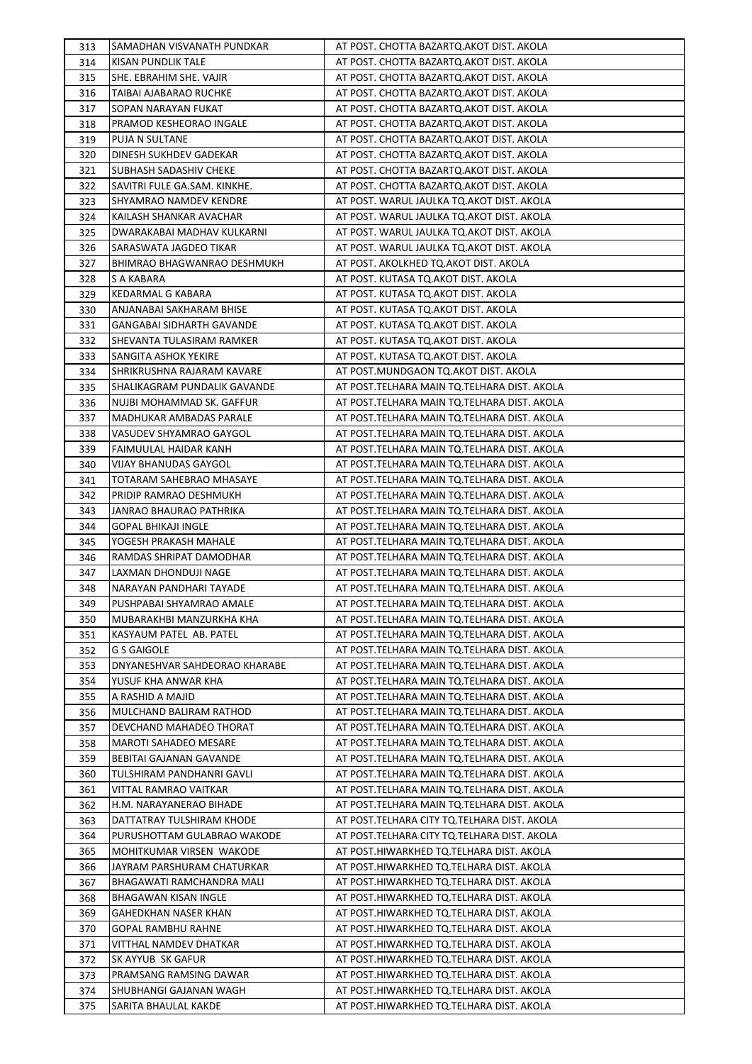| 313 | SAMADHAN VISVANATH PUNDKAR | AT POST. CHOTTA BAZARTQ.AKOT DIST. AKOLA |
|---|---|---|
| 314 | KISAN PUNDLIK TALE | AT POST. CHOTTA BAZARTQ.AKOT DIST. AKOLA |
| 315 | SHE. EBRAHIM SHE. VAJIR | AT POST. CHOTTA BAZARTQ.AKOT DIST. AKOLA |
| 316 | TAIBAI AJABARAO RUCHKE | AT POST. CHOTTA BAZARTQ.AKOT DIST. AKOLA |
| 317 | SOPAN NARAYAN FUKAT | AT POST. CHOTTA BAZARTQ.AKOT DIST. AKOLA |
| 318 | PRAMOD KESHEORAO INGALE | AT POST. CHOTTA BAZARTQ.AKOT DIST. AKOLA |
| 319 | PUJA N SULTANE | AT POST. CHOTTA BAZARTQ.AKOT DIST. AKOLA |
| 320 | DINESH SUKHDEV GADEKAR | AT POST. CHOTTA BAZARTQ.AKOT DIST. AKOLA |
| 321 | SUBHASH SADASHIV CHEKE | AT POST. CHOTTA BAZARTQ.AKOT DIST. AKOLA |
| 322 | SAVITRI FULE GA.SAM. KINKHE. | AT POST. CHOTTA BAZARTQ.AKOT DIST. AKOLA |
| 323 | SHYAMRAO NAMDEV KENDRE | AT POST. WARUL JAULKA TQ.AKOT DIST. AKOLA |
| 324 | KAILASH SHANKAR AVACHAR | AT POST. WARUL JAULKA TQ.AKOT DIST. AKOLA |
| 325 | DWARAKABAI MADHAV KULKARNI | AT POST. WARUL JAULKA TQ.AKOT DIST. AKOLA |
| 326 | SARASWATA JAGDEO TIKAR | AT POST. WARUL JAULKA TQ.AKOT DIST. AKOLA |
| 327 | BHIMRAO BHAGWANRAO DESHMUKH | AT POST. AKOLKHED TQ.AKOT DIST. AKOLA |
| 328 | S A KABARA | AT POST. KUTASA TQ.AKOT DIST. AKOLA |
| 329 | KEDARMAL G KABARA | AT POST. KUTASA TQ.AKOT DIST. AKOLA |
| 330 | ANJANABAI SAKHARAM BHISE | AT POST. KUTASA TQ.AKOT DIST. AKOLA |
| 331 | GANGABAI SIDHARTH GAVANDE | AT POST. KUTASA TQ.AKOT DIST. AKOLA |
| 332 | SHEVANTA TULASIRAM RAMKER | AT POST. KUTASA TQ.AKOT DIST. AKOLA |
| 333 | SANGITA ASHOK YEKIRE | AT POST. KUTASA TQ.AKOT DIST. AKOLA |
| 334 | SHRIKRUSHNA RAJARAM KAVARE | AT POST.MUNDGAON TQ.AKOT DIST. AKOLA |
| 335 | SHALIKAGRAM PUNDALIK GAVANDE | AT POST.TELHARA MAIN TQ.TELHARA DIST. AKOLA |
| 336 | NUJBI MOHAMMAD SK. GAFFUR | AT POST.TELHARA MAIN TQ.TELHARA DIST. AKOLA |
| 337 | MADHUKAR AMBADAS PARALE | AT POST.TELHARA MAIN TQ.TELHARA DIST. AKOLA |
| 338 | VASUDEV SHYAMRAO GAYGOL | AT POST.TELHARA MAIN TQ.TELHARA DIST. AKOLA |
| 339 | FAIMUULAL HAIDAR KANH | AT POST.TELHARA MAIN TQ.TELHARA DIST. AKOLA |
| 340 | VIJAY BHANUDAS GAYGOL | AT POST.TELHARA MAIN TQ.TELHARA DIST. AKOLA |
| 341 | TOTARAM SAHEBRAO MHASAYE | AT POST.TELHARA MAIN TQ.TELHARA DIST. AKOLA |
| 342 | PRIDIP RAMRAO DESHMUKH | AT POST.TELHARA MAIN TQ.TELHARA DIST. AKOLA |
| 343 | JANRAO BHAURAO PATHRIKA | AT POST.TELHARA MAIN TQ.TELHARA DIST. AKOLA |
| 344 | GOPAL BHIKAJI INGLE | AT POST.TELHARA MAIN TQ.TELHARA DIST. AKOLA |
| 345 | YOGESH PRAKASH MAHALE | AT POST.TELHARA MAIN TQ.TELHARA DIST. AKOLA |
| 346 | RAMDAS SHRIPAT DAMODHAR | AT POST.TELHARA MAIN TQ.TELHARA DIST. AKOLA |
| 347 | LAXMAN DHONDUJI NAGE | AT POST.TELHARA MAIN TQ.TELHARA DIST. AKOLA |
| 348 | NARAYAN PANDHARI TAYADE | AT POST.TELHARA MAIN TQ.TELHARA DIST. AKOLA |
| 349 | PUSHPABAI SHYAMRAO AMALE | AT POST.TELHARA MAIN TQ.TELHARA DIST. AKOLA |
| 350 | MUBARAKHBI MANZURKHA KHA | AT POST.TELHARA MAIN TQ.TELHARA DIST. AKOLA |
| 351 | KASYAUM PATEL AB. PATEL | AT POST.TELHARA MAIN TQ.TELHARA DIST. AKOLA |
| 352 | G S GAIGOLE | AT POST.TELHARA MAIN TQ.TELHARA DIST. AKOLA |
| 353 | DNYANESHVAR SAHDEORAO KHARABE | AT POST.TELHARA MAIN TQ.TELHARA DIST. AKOLA |
| 354 | YUSUF KHA ANWAR KHA | AT POST.TELHARA MAIN TQ.TELHARA DIST. AKOLA |
| 355 | A RASHID A MAJID | AT POST.TELHARA MAIN TQ.TELHARA DIST. AKOLA |
| 356 | MULCHAND BALIRAM RATHOD | AT POST.TELHARA MAIN TQ.TELHARA DIST. AKOLA |
| 357 | DEVCHAND MAHADEO THORAT | AT POST.TELHARA MAIN TQ.TELHARA DIST. AKOLA |
| 358 | MAROTI SAHADEO MESARE | AT POST.TELHARA MAIN TQ.TELHARA DIST. AKOLA |
| 359 | BEBITAI GAJANAN GAVANDE | AT POST.TELHARA MAIN TQ.TELHARA DIST. AKOLA |
| 360 | TULSHIRAM PANDHANRI GAVLI | AT POST.TELHARA MAIN TQ.TELHARA DIST. AKOLA |
| 361 | VITTAL RAMRAO VAITKAR | AT POST.TELHARA MAIN TQ.TELHARA DIST. AKOLA |
| 362 | H.M. NARAYANERAO BIHADE | AT POST.TELHARA MAIN TQ.TELHARA DIST. AKOLA |
| 363 | DATTATRAY TULSHIRAM KHODE | AT POST.TELHARA CITY TQ.TELHARA DIST. AKOLA |
| 364 | PURUSHOTTAM GULABRAO WAKODE | AT POST.TELHARA CITY TQ.TELHARA DIST. AKOLA |
| 365 | MOHITKUMAR VIRSEN WAKODE | AT POST.HIWARKHED TQ.TELHARA DIST. AKOLA |
| 366 | JAYRAM PARSHURAM CHATURKAR | AT POST.HIWARKHED TQ.TELHARA DIST. AKOLA |
| 367 | BHAGAWATI RAMCHANDRA MALI | AT POST.HIWARKHED TQ.TELHARA DIST. AKOLA |
| 368 | BHAGAWAN KISAN INGLE | AT POST.HIWARKHED TQ.TELHARA DIST. AKOLA |
| 369 | GAHEDKHAN NASER KHAN | AT POST.HIWARKHED TQ.TELHARA DIST. AKOLA |
| 370 | GOPAL RAMBHU RAHNE | AT POST.HIWARKHED TQ.TELHARA DIST. AKOLA |
| 371 | VITTHAL NAMDEV DHATKAR | AT POST.HIWARKHED TQ.TELHARA DIST. AKOLA |
| 372 | SK AYYUB SK GAFUR | AT POST.HIWARKHED TQ.TELHARA DIST. AKOLA |
| 373 | PRAMSANG RAMSING DAWAR | AT POST.HIWARKHED TQ.TELHARA DIST. AKOLA |
| 374 | SHUBHANGI GAJANAN WAGH | AT POST.HIWARKHED TQ.TELHARA DIST. AKOLA |
| 375 | SARITA BHAULAL KAKDE | AT POST.HIWARKHED TQ.TELHARA DIST. AKOLA |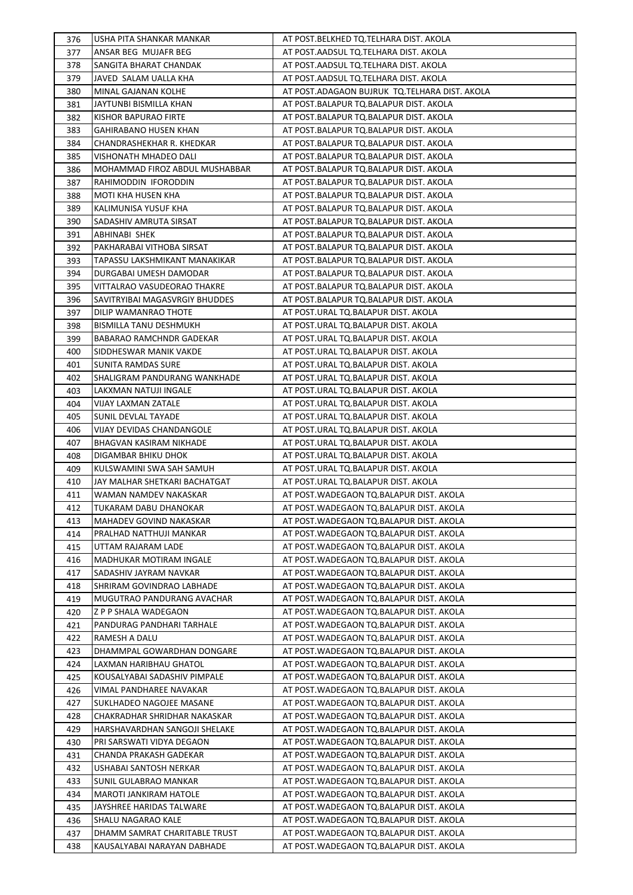| | | |
|---|---|---|
| 376 | USHA PITA SHANKAR MANKAR | AT POST.BELKHED TQ.TELHARA DIST. AKOLA |
| 377 | ANSAR BEG MUJAFR BEG | AT POST.AADSUL TQ.TELHARA DIST. AKOLA |
| 378 | SANGITA BHARAT CHANDAK | AT POST.AADSUL TQ.TELHARA DIST. AKOLA |
| 379 | JAVED SALAM UALLA KHA | AT POST.AADSUL TQ.TELHARA DIST. AKOLA |
| 380 | MINAL GAJANAN KOLHE | AT POST.ADAGAON BUJRUK TQ.TELHARA DIST. AKOLA |
| 381 | JAYTUNBI BISMILLA KHAN | AT POST.BALAPUR TQ.BALAPUR DIST. AKOLA |
| 382 | KISHOR BAPURAO FIRTE | AT POST.BALAPUR TQ.BALAPUR DIST. AKOLA |
| 383 | GAHIRABANO HUSEN KHAN | AT POST.BALAPUR TQ.BALAPUR DIST. AKOLA |
| 384 | CHANDRASHEKHAR R. KHEDKAR | AT POST.BALAPUR TQ.BALAPUR DIST. AKOLA |
| 385 | VISHONATH MHADEO DALI | AT POST.BALAPUR TQ.BALAPUR DIST. AKOLA |
| 386 | MOHAMMAD FIROZ ABDUL MUSHABBAR | AT POST.BALAPUR TQ.BALAPUR DIST. AKOLA |
| 387 | RAHIMODDIN IFORODDIN | AT POST.BALAPUR TQ.BALAPUR DIST. AKOLA |
| 388 | MOTI KHA HUSEN KHA | AT POST.BALAPUR TQ.BALAPUR DIST. AKOLA |
| 389 | KALIMUNISA YUSUF KHA | AT POST.BALAPUR TQ.BALAPUR DIST. AKOLA |
| 390 | SADASHIV AMRUTA SIRSAT | AT POST.BALAPUR TQ.BALAPUR DIST. AKOLA |
| 391 | ABHINABI SHEK | AT POST.BALAPUR TQ.BALAPUR DIST. AKOLA |
| 392 | PAKHARABAI VITHOBA SIRSAT | AT POST.BALAPUR TQ.BALAPUR DIST. AKOLA |
| 393 | TAPASSU LAKSHMIKANT MANAKIKAR | AT POST.BALAPUR TQ.BALAPUR DIST. AKOLA |
| 394 | DURGABAI UMESH DAMODAR | AT POST.BALAPUR TQ.BALAPUR DIST. AKOLA |
| 395 | VITTALRAO VASUDEORAO THAKRE | AT POST.BALAPUR TQ.BALAPUR DIST. AKOLA |
| 396 | SAVITRYIBAI MAGASVRGIY BHUDDES | AT POST.BALAPUR TQ.BALAPUR DIST. AKOLA |
| 397 | DILIP WAMANRAO THOTE | AT POST.URAL TQ.BALAPUR DIST. AKOLA |
| 398 | BISMILLA TANU DESHMUKH | AT POST.URAL TQ.BALAPUR DIST. AKOLA |
| 399 | BABARAO RAMCHNDR GADEKAR | AT POST.URAL TQ.BALAPUR DIST. AKOLA |
| 400 | SIDDHESWAR MANIK VAKDE | AT POST.URAL TQ.BALAPUR DIST. AKOLA |
| 401 | SUNITA RAMDAS SURE | AT POST.URAL TQ.BALAPUR DIST. AKOLA |
| 402 | SHALIGRAM PANDURANG WANKHADE | AT POST.URAL TQ.BALAPUR DIST. AKOLA |
| 403 | LAKXMAN NATUJI INGALE | AT POST.URAL TQ.BALAPUR DIST. AKOLA |
| 404 | VIJAY LAXMAN ZATALE | AT POST.URAL TQ.BALAPUR DIST. AKOLA |
| 405 | SUNIL DEVLAL TAYADE | AT POST.URAL TQ.BALAPUR DIST. AKOLA |
| 406 | VIJAY DEVIDAS CHANDANGOLE | AT POST.URAL TQ.BALAPUR DIST. AKOLA |
| 407 | BHAGVAN KASIRAM NIKHADE | AT POST.URAL TQ.BALAPUR DIST. AKOLA |
| 408 | DIGAMBAR BHIKU DHOK | AT POST.URAL TQ.BALAPUR DIST. AKOLA |
| 409 | KULSWAMINI SWA SAH SAMUH | AT POST.URAL TQ.BALAPUR DIST. AKOLA |
| 410 | JAY MALHAR SHETKARI BACHATGAT | AT POST.URAL TQ.BALAPUR DIST. AKOLA |
| 411 | WAMAN NAMDEV NAKASKAR | AT POST.WADEGAON TQ.BALAPUR DIST. AKOLA |
| 412 | TUKARAM DABU DHANOKAR | AT POST.WADEGAON TQ.BALAPUR DIST. AKOLA |
| 413 | MAHADEV GOVIND NAKASKAR | AT POST.WADEGAON TQ.BALAPUR DIST. AKOLA |
| 414 | PRALHAD NATTHUJI MANKAR | AT POST.WADEGAON TQ.BALAPUR DIST. AKOLA |
| 415 | UTTAM RAJARAM LADE | AT POST.WADEGAON TQ.BALAPUR DIST. AKOLA |
| 416 | MADHUKAR MOTIRAM INGALE | AT POST.WADEGAON TQ.BALAPUR DIST. AKOLA |
| 417 | SADASHIV JAYRAM NAVKAR | AT POST.WADEGAON TQ.BALAPUR DIST. AKOLA |
| 418 | SHRIRAM GOVINDRAO LABHADE | AT POST.WADEGAON TQ.BALAPUR DIST. AKOLA |
| 419 | MUGUTRAO PANDURANG AVACHAR | AT POST.WADEGAON TQ.BALAPUR DIST. AKOLA |
| 420 | Z P P SHALA WADEGAON | AT POST.WADEGAON TQ.BALAPUR DIST. AKOLA |
| 421 | PANDURAG PANDHARI TARHALE | AT POST.WADEGAON TQ.BALAPUR DIST. AKOLA |
| 422 | RAMESH A DALU | AT POST.WADEGAON TQ.BALAPUR DIST. AKOLA |
| 423 | DHAMMPAL GOWARDHAN DONGARE | AT POST.WADEGAON TQ.BALAPUR DIST. AKOLA |
| 424 | LAXMAN HARIBHAU GHATOL | AT POST.WADEGAON TQ.BALAPUR DIST. AKOLA |
| 425 | KOUSALYABAI SADASHIV PIMPALE | AT POST.WADEGAON TQ.BALAPUR DIST. AKOLA |
| 426 | VIMAL PANDHAREE NAVAKAR | AT POST.WADEGAON TQ.BALAPUR DIST. AKOLA |
| 427 | SUKLHADEO NAGOJEE MASANE | AT POST.WADEGAON TQ.BALAPUR DIST. AKOLA |
| 428 | CHAKRADHAR SHRIDHAR NAKASKAR | AT POST.WADEGAON TQ.BALAPUR DIST. AKOLA |
| 429 | HARSHAVARDHAN SANGOJI SHELAKE | AT POST.WADEGAON TQ.BALAPUR DIST. AKOLA |
| 430 | PRI SARSWATI VIDYA DEGAON | AT POST.WADEGAON TQ.BALAPUR DIST. AKOLA |
| 431 | CHANDA PRAKASH GADEKAR | AT POST.WADEGAON TQ.BALAPUR DIST. AKOLA |
| 432 | USHABAI SANTOSH NERKAR | AT POST.WADEGAON TQ.BALAPUR DIST. AKOLA |
| 433 | SUNIL GULABRAO MANKAR | AT POST.WADEGAON TQ.BALAPUR DIST. AKOLA |
| 434 | MAROTI JANKIRAM HATOLE | AT POST.WADEGAON TQ.BALAPUR DIST. AKOLA |
| 435 | JAYSHREE HARIDAS TALWARE | AT POST.WADEGAON TQ.BALAPUR DIST. AKOLA |
| 436 | SHALU NAGARAO KALE | AT POST.WADEGAON TQ.BALAPUR DIST. AKOLA |
| 437 | DHAMM SAMRAT CHARITABLE TRUST | AT POST.WADEGAON TQ.BALAPUR DIST. AKOLA |
| 438 | KAUSALYABAI NARAYAN DABHADE | AT POST.WADEGAON TQ.BALAPUR DIST. AKOLA |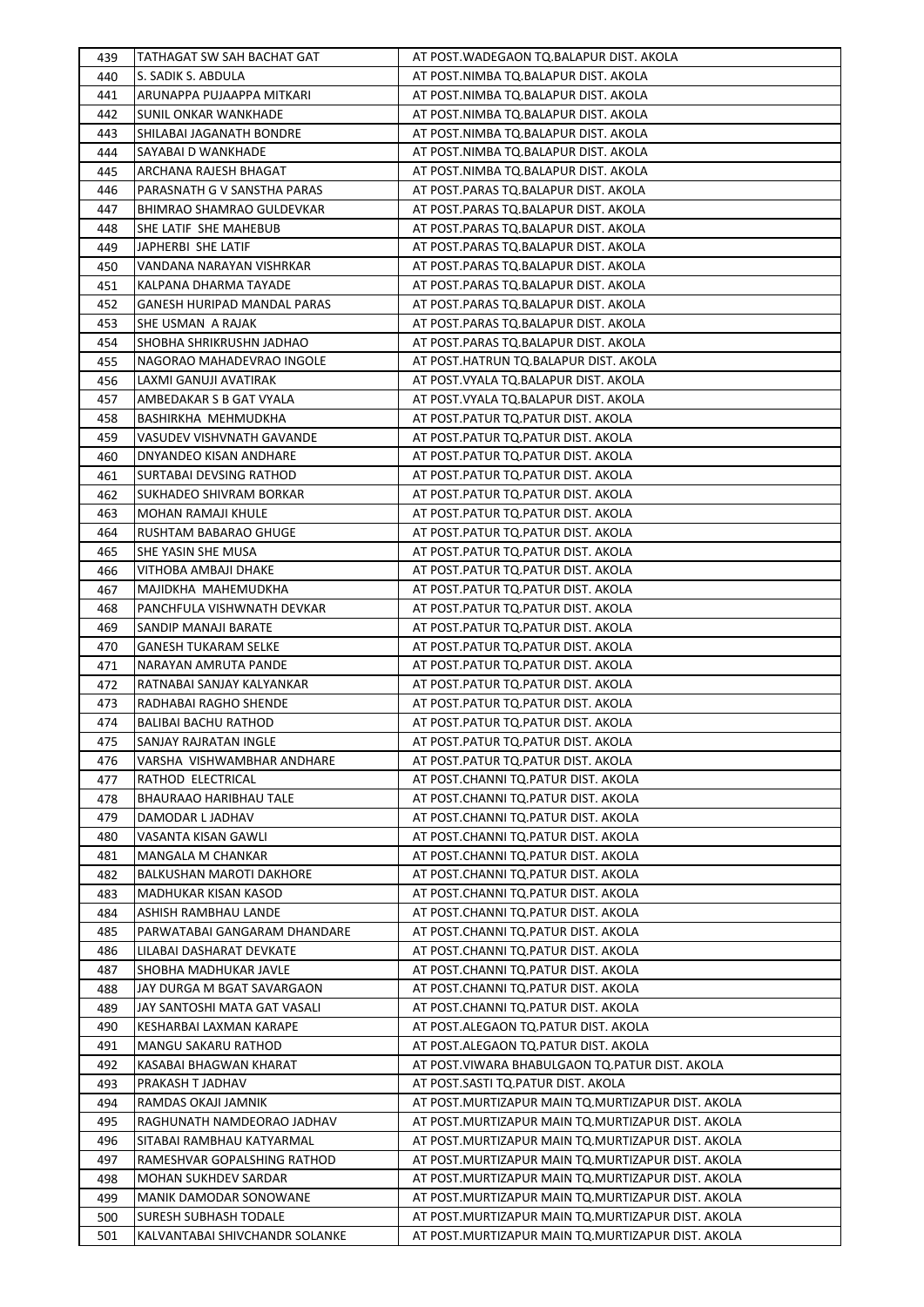| 439 | TATHAGAT SW SAH BACHAT GAT | AT POST.WADEGAON TQ.BALAPUR DIST. AKOLA |
|---|---|---|
| 440 | S. SADIK S. ABDULA | AT POST.NIMBA TQ.BALAPUR DIST. AKOLA |
| 441 | ARUNAPPA PUJAAPPA MITKARI | AT POST.NIMBA TQ.BALAPUR DIST. AKOLA |
| 442 | SUNIL ONKAR WANKHADE | AT POST.NIMBA TQ.BALAPUR DIST. AKOLA |
| 443 | SHILABAI JAGANATH BONDRE | AT POST.NIMBA TQ.BALAPUR DIST. AKOLA |
| 444 | SAYABAI D WANKHADE | AT POST.NIMBA TQ.BALAPUR DIST. AKOLA |
| 445 | ARCHANA RAJESH BHAGAT | AT POST.NIMBA TQ.BALAPUR DIST. AKOLA |
| 446 | PARASNATH G V SANSTHA PARAS | AT POST.PARAS TQ.BALAPUR DIST. AKOLA |
| 447 | BHIMRAO SHAMRAO GULDEVKAR | AT POST.PARAS TQ.BALAPUR DIST. AKOLA |
| 448 | SHE LATIF SHE MAHEBUB | AT POST.PARAS TQ.BALAPUR DIST. AKOLA |
| 449 | JAPHERBI SHE LATIF | AT POST.PARAS TQ.BALAPUR DIST. AKOLA |
| 450 | VANDANA NARAYAN VISHRKAR | AT POST.PARAS TQ.BALAPUR DIST. AKOLA |
| 451 | KALPANA DHARMA TAYADE | AT POST.PARAS TQ.BALAPUR DIST. AKOLA |
| 452 | GANESH HURIPAD MANDAL PARAS | AT POST.PARAS TQ.BALAPUR DIST. AKOLA |
| 453 | SHE USMAN A RAJAK | AT POST.PARAS TQ.BALAPUR DIST. AKOLA |
| 454 | SHOBHA SHRIKRUSHN JADHAO | AT POST.PARAS TQ.BALAPUR DIST. AKOLA |
| 455 | NAGORAO MAHADEVRAO INGOLE | AT POST.HATRUN TQ.BALAPUR DIST. AKOLA |
| 456 | LAXMI GANUJI AVATIRAK | AT POST.VYALA TQ.BALAPUR DIST. AKOLA |
| 457 | AMBEDAKAR S B GAT VYALA | AT POST.VYALA TQ.BALAPUR DIST. AKOLA |
| 458 | BASHIRKHA MEHMUDKHA | AT POST.PATUR TQ.PATUR DIST. AKOLA |
| 459 | VASUDEV VISHVNATH GAVANDE | AT POST.PATUR TQ.PATUR DIST. AKOLA |
| 460 | DNYANDEO KISAN ANDHARE | AT POST.PATUR TQ.PATUR DIST. AKOLA |
| 461 | SURTABAI DEVSING RATHOD | AT POST.PATUR TQ.PATUR DIST. AKOLA |
| 462 | SUKHADEO SHIVRAM BORKAR | AT POST.PATUR TQ.PATUR DIST. AKOLA |
| 463 | MOHAN RAMAJI KHULE | AT POST.PATUR TQ.PATUR DIST. AKOLA |
| 464 | RUSHTAM BABARAO GHUGE | AT POST.PATUR TQ.PATUR DIST. AKOLA |
| 465 | SHE YASIN SHE MUSA | AT POST.PATUR TQ.PATUR DIST. AKOLA |
| 466 | VITHOBA AMBAJI DHAKE | AT POST.PATUR TQ.PATUR DIST. AKOLA |
| 467 | MAJIDKHA MAHEMUDKHA | AT POST.PATUR TQ.PATUR DIST. AKOLA |
| 468 | PANCHFULA VISHWNATH DEVKAR | AT POST.PATUR TQ.PATUR DIST. AKOLA |
| 469 | SANDIP MANAJI BARATE | AT POST.PATUR TQ.PATUR DIST. AKOLA |
| 470 | GANESH TUKARAM SELKE | AT POST.PATUR TQ.PATUR DIST. AKOLA |
| 471 | NARAYAN AMRUTA PANDE | AT POST.PATUR TQ.PATUR DIST. AKOLA |
| 472 | RATNABAI SANJAY KALYANKAR | AT POST.PATUR TQ.PATUR DIST. AKOLA |
| 473 | RADHABAI RAGHO SHENDE | AT POST.PATUR TQ.PATUR DIST. AKOLA |
| 474 | BALIBAI BACHU RATHOD | AT POST.PATUR TQ.PATUR DIST. AKOLA |
| 475 | SANJAY RAJRATAN INGLE | AT POST.PATUR TQ.PATUR DIST. AKOLA |
| 476 | VARSHA VISHWAMBHAR ANDHARE | AT POST.PATUR TQ.PATUR DIST. AKOLA |
| 477 | RATHOD ELECTRICAL | AT POST.CHANNI TQ.PATUR DIST. AKOLA |
| 478 | BHAURAAO HARIBHAU TALE | AT POST.CHANNI TQ.PATUR DIST. AKOLA |
| 479 | DAMODAR L JADHAV | AT POST.CHANNI TQ.PATUR DIST. AKOLA |
| 480 | VASANTA KISAN GAWLI | AT POST.CHANNI TQ.PATUR DIST. AKOLA |
| 481 | MANGALA M CHANKAR | AT POST.CHANNI TQ.PATUR DIST. AKOLA |
| 482 | BALKUSHAN MAROTI DAKHORE | AT POST.CHANNI TQ.PATUR DIST. AKOLA |
| 483 | MADHUKAR KISAN KASOD | AT POST.CHANNI TQ.PATUR DIST. AKOLA |
| 484 | ASHISH RAMBHAU LANDE | AT POST.CHANNI TQ.PATUR DIST. AKOLA |
| 485 | PARWATABAI GANGARAM DHANDARE | AT POST.CHANNI TQ.PATUR DIST. AKOLA |
| 486 | LILABAI DASHARAT DEVKATE | AT POST.CHANNI TQ.PATUR DIST. AKOLA |
| 487 | SHOBHA MADHUKAR JAVLE | AT POST.CHANNI TQ.PATUR DIST. AKOLA |
| 488 | JAY DURGA M BGAT SAVARGAON | AT POST.CHANNI TQ.PATUR DIST. AKOLA |
| 489 | JAY SANTOSHI MATA GAT VASALI | AT POST.CHANNI TQ.PATUR DIST. AKOLA |
| 490 | KESHARBAI LAXMAN KARAPE | AT POST.ALEGAON TQ.PATUR DIST. AKOLA |
| 491 | MANGU SAKARU RATHOD | AT POST.ALEGAON TQ.PATUR DIST. AKOLA |
| 492 | KASABAI BHAGWAN KHARAT | AT POST.VIWARA BHABULGAON TQ.PATUR DIST. AKOLA |
| 493 | PRAKASH T JADHAV | AT POST.SASTI TQ.PATUR DIST. AKOLA |
| 494 | RAMDAS OKAJI JAMNIK | AT POST.MURTIZAPUR MAIN TQ.MURTIZAPUR DIST. AKOLA |
| 495 | RAGHUNATH NAMDEORAO JADHAV | AT POST.MURTIZAPUR MAIN TQ.MURTIZAPUR DIST. AKOLA |
| 496 | SITABAI RAMBHAU KATYARMAL | AT POST.MURTIZAPUR MAIN TQ.MURTIZAPUR DIST. AKOLA |
| 497 | RAMESHVAR GOPALSHING RATHOD | AT POST.MURTIZAPUR MAIN TQ.MURTIZAPUR DIST. AKOLA |
| 498 | MOHAN SUKHDEV SARDAR | AT POST.MURTIZAPUR MAIN TQ.MURTIZAPUR DIST. AKOLA |
| 499 | MANIK DAMODAR SONOWANE | AT POST.MURTIZAPUR MAIN TQ.MURTIZAPUR DIST. AKOLA |
| 500 | SURESH SUBHASH TODALE | AT POST.MURTIZAPUR MAIN TQ.MURTIZAPUR DIST. AKOLA |
| 501 | KALVANTABAI SHIVCHANDR SOLANKE | AT POST.MURTIZAPUR MAIN TQ.MURTIZAPUR DIST. AKOLA |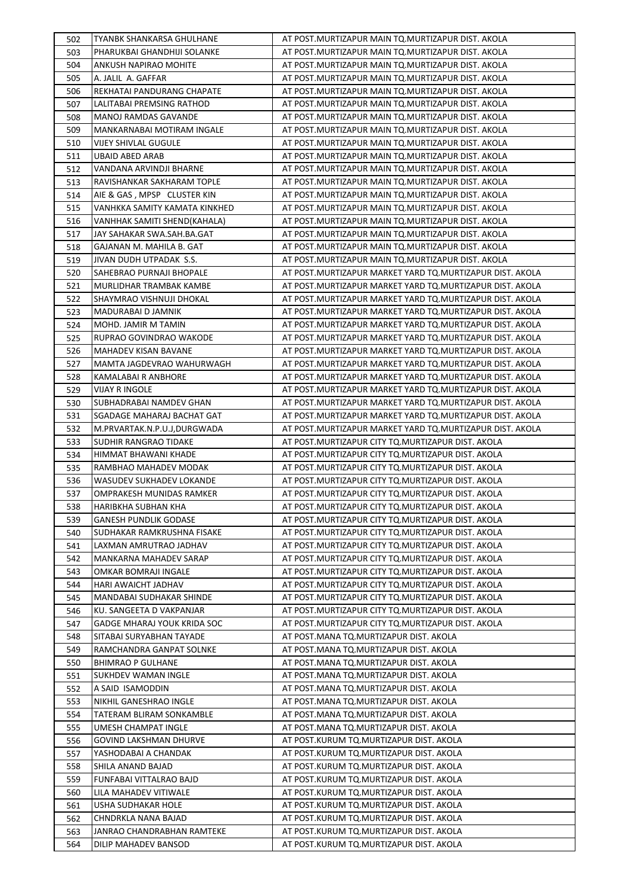| 502 | TYANBK SHANKARSA GHULHANE | AT POST.MURTIZAPUR MAIN TQ.MURTIZAPUR DIST. AKOLA |
|---|---|---|
| 503 | PHARUKBAI GHANDHIJI SOLANKE | AT POST.MURTIZAPUR MAIN TQ.MURTIZAPUR DIST. AKOLA |
| 504 | ANKUSH NAPIRAO MOHITE | AT POST.MURTIZAPUR MAIN TQ.MURTIZAPUR DIST. AKOLA |
| 505 | A. JALIL A. GAFFAR | AT POST.MURTIZAPUR MAIN TQ.MURTIZAPUR DIST. AKOLA |
| 506 | REKHATAI PANDURANG CHAPATE | AT POST.MURTIZAPUR MAIN TQ.MURTIZAPUR DIST. AKOLA |
| 507 | LALITABAI PREMSING RATHOD | AT POST.MURTIZAPUR MAIN TQ.MURTIZAPUR DIST. AKOLA |
| 508 | MANOJ RAMDAS GAVANDE | AT POST.MURTIZAPUR MAIN TQ.MURTIZAPUR DIST. AKOLA |
| 509 | MANKARNABAI MOTIRAM INGALE | AT POST.MURTIZAPUR MAIN TQ.MURTIZAPUR DIST. AKOLA |
| 510 | VIJEY SHIVLAL GUGULE | AT POST.MURTIZAPUR MAIN TQ.MURTIZAPUR DIST. AKOLA |
| 511 | UBAID ABED ARAB | AT POST.MURTIZAPUR MAIN TQ.MURTIZAPUR DIST. AKOLA |
| 512 | VANDANA ARVINDJI BHARNE | AT POST.MURTIZAPUR MAIN TQ.MURTIZAPUR DIST. AKOLA |
| 513 | RAVISHANKAR SAKHARAM TOPLE | AT POST.MURTIZAPUR MAIN TQ.MURTIZAPUR DIST. AKOLA |
| 514 | AIE & GAS , MPSP CLUSTER KIN | AT POST.MURTIZAPUR MAIN TQ.MURTIZAPUR DIST. AKOLA |
| 515 | VANHKKA SAMITY KAMATA KINKHED | AT POST.MURTIZAPUR MAIN TQ.MURTIZAPUR DIST. AKOLA |
| 516 | VANHHAK SAMITI SHEND(KAHALA) | AT POST.MURTIZAPUR MAIN TQ.MURTIZAPUR DIST. AKOLA |
| 517 | JAY SAHAKAR SWA.SAH.BA.GAT | AT POST.MURTIZAPUR MAIN TQ.MURTIZAPUR DIST. AKOLA |
| 518 | GAJANAN M. MAHILA B. GAT | AT POST.MURTIZAPUR MAIN TQ.MURTIZAPUR DIST. AKOLA |
| 519 | JIVAN DUDH UTPADAK S.S. | AT POST.MURTIZAPUR MAIN TQ.MURTIZAPUR DIST. AKOLA |
| 520 | SAHEBRAO PURNAJI BHOPALE | AT POST.MURTIZAPUR MARKET YARD TQ.MURTIZAPUR DIST. AKOLA |
| 521 | MURLIDHAR TRAMBAK KAMBE | AT POST.MURTIZAPUR MARKET YARD TQ.MURTIZAPUR DIST. AKOLA |
| 522 | SHAYMRAO VISHNUJI DHOKAL | AT POST.MURTIZAPUR MARKET YARD TQ.MURTIZAPUR DIST. AKOLA |
| 523 | MADURABAI D JAMNIK | AT POST.MURTIZAPUR MARKET YARD TQ.MURTIZAPUR DIST. AKOLA |
| 524 | MOHD. JAMIR M TAMIN | AT POST.MURTIZAPUR MARKET YARD TQ.MURTIZAPUR DIST. AKOLA |
| 525 | RUPRAO GOVINDRAO WAKODE | AT POST.MURTIZAPUR MARKET YARD TQ.MURTIZAPUR DIST. AKOLA |
| 526 | MAHADEV KISAN BAVANE | AT POST.MURTIZAPUR MARKET YARD TQ.MURTIZAPUR DIST. AKOLA |
| 527 | MAMTA JAGDEVRAO WAHURWAGH | AT POST.MURTIZAPUR MARKET YARD TQ.MURTIZAPUR DIST. AKOLA |
| 528 | KAMALABAI R ANBHORE | AT POST.MURTIZAPUR MARKET YARD TQ.MURTIZAPUR DIST. AKOLA |
| 529 | VIJAY R INGOLE | AT POST.MURTIZAPUR MARKET YARD TQ.MURTIZAPUR DIST. AKOLA |
| 530 | SUBHADRABAI NAMDEV GHAN | AT POST.MURTIZAPUR MARKET YARD TQ.MURTIZAPUR DIST. AKOLA |
| 531 | SGADAGE MAHARAJ BACHAT GAT | AT POST.MURTIZAPUR MARKET YARD TQ.MURTIZAPUR DIST. AKOLA |
| 532 | M.PRVARTAK.N.P.U.J,DURGWADA | AT POST.MURTIZAPUR MARKET YARD TQ.MURTIZAPUR DIST. AKOLA |
| 533 | SUDHIR RANGRAO TIDAKE | AT POST.MURTIZAPUR CITY TQ.MURTIZAPUR DIST. AKOLA |
| 534 | HIMMAT BHAWANI KHADE | AT POST.MURTIZAPUR CITY TQ.MURTIZAPUR DIST. AKOLA |
| 535 | RAMBHAO MAHADEV MODAK | AT POST.MURTIZAPUR CITY TQ.MURTIZAPUR DIST. AKOLA |
| 536 | WASUDEV SUKHADEV LOKANDE | AT POST.MURTIZAPUR CITY TQ.MURTIZAPUR DIST. AKOLA |
| 537 | OMPRAKESH MUNIDAS RAMKER | AT POST.MURTIZAPUR CITY TQ.MURTIZAPUR DIST. AKOLA |
| 538 | HARIBKHA SUBHAN KHA | AT POST.MURTIZAPUR CITY TQ.MURTIZAPUR DIST. AKOLA |
| 539 | GANESH PUNDLIK GODASE | AT POST.MURTIZAPUR CITY TQ.MURTIZAPUR DIST. AKOLA |
| 540 | SUDHAKAR RAMKRUSHNA FISAKE | AT POST.MURTIZAPUR CITY TQ.MURTIZAPUR DIST. AKOLA |
| 541 | LAXMAN AMRUTRAO JADHAV | AT POST.MURTIZAPUR CITY TQ.MURTIZAPUR DIST. AKOLA |
| 542 | MANKARNA MAHADEV SARAP | AT POST.MURTIZAPUR CITY TQ.MURTIZAPUR DIST. AKOLA |
| 543 | OMKAR BOMRAJI INGALE | AT POST.MURTIZAPUR CITY TQ.MURTIZAPUR DIST. AKOLA |
| 544 | HARI AWAICHT JADHAV | AT POST.MURTIZAPUR CITY TQ.MURTIZAPUR DIST. AKOLA |
| 545 | MANDABAI SUDHAKAR SHINDE | AT POST.MURTIZAPUR CITY TQ.MURTIZAPUR DIST. AKOLA |
| 546 | KU. SANGEETA D VAKPANJAR | AT POST.MURTIZAPUR CITY TQ.MURTIZAPUR DIST. AKOLA |
| 547 | GADGE MHARAJ YOUK KRIDA SOC | AT POST.MURTIZAPUR CITY TQ.MURTIZAPUR DIST. AKOLA |
| 548 | SITABAI SURYABHAN TAYADE | AT POST.MANA TQ.MURTIZAPUR DIST. AKOLA |
| 549 | RAMCHANDRA GANPAT SOLNKE | AT POST.MANA TQ.MURTIZAPUR DIST. AKOLA |
| 550 | BHIMRAO P GULHANE | AT POST.MANA TQ.MURTIZAPUR DIST. AKOLA |
| 551 | SUKHDEV WAMAN INGLE | AT POST.MANA TQ.MURTIZAPUR DIST. AKOLA |
| 552 | A SAID ISAMODDIN | AT POST.MANA TQ.MURTIZAPUR DIST. AKOLA |
| 553 | NIKHIL GANESHRAO INGLE | AT POST.MANA TQ.MURTIZAPUR DIST. AKOLA |
| 554 | TATERAM BLIRAM SONKAMBLE | AT POST.MANA TQ.MURTIZAPUR DIST. AKOLA |
| 555 | UMESH CHAMPAT INGLE | AT POST.MANA TQ.MURTIZAPUR DIST. AKOLA |
| 556 | GOVIND LAKSHMAN DHURVE | AT POST.KURUM TQ.MURTIZAPUR DIST. AKOLA |
| 557 | YASHODABAI A CHANDAK | AT POST.KURUM TQ.MURTIZAPUR DIST. AKOLA |
| 558 | SHILA ANAND BAJAD | AT POST.KURUM TQ.MURTIZAPUR DIST. AKOLA |
| 559 | FUNFABAI VITTALRAO BAJD | AT POST.KURUM TQ.MURTIZAPUR DIST. AKOLA |
| 560 | LILA MAHADEV VITIWALE | AT POST.KURUM TQ.MURTIZAPUR DIST. AKOLA |
| 561 | USHA SUDHAKAR HOLE | AT POST.KURUM TQ.MURTIZAPUR DIST. AKOLA |
| 562 | CHNDRKLA NANA BAJAD | AT POST.KURUM TQ.MURTIZAPUR DIST. AKOLA |
| 563 | JANRAO CHANDRABHAN RAMTEKE | AT POST.KURUM TQ.MURTIZAPUR DIST. AKOLA |
| 564 | DILIP MAHADEV BANSOD | AT POST.KURUM TQ.MURTIZAPUR DIST. AKOLA |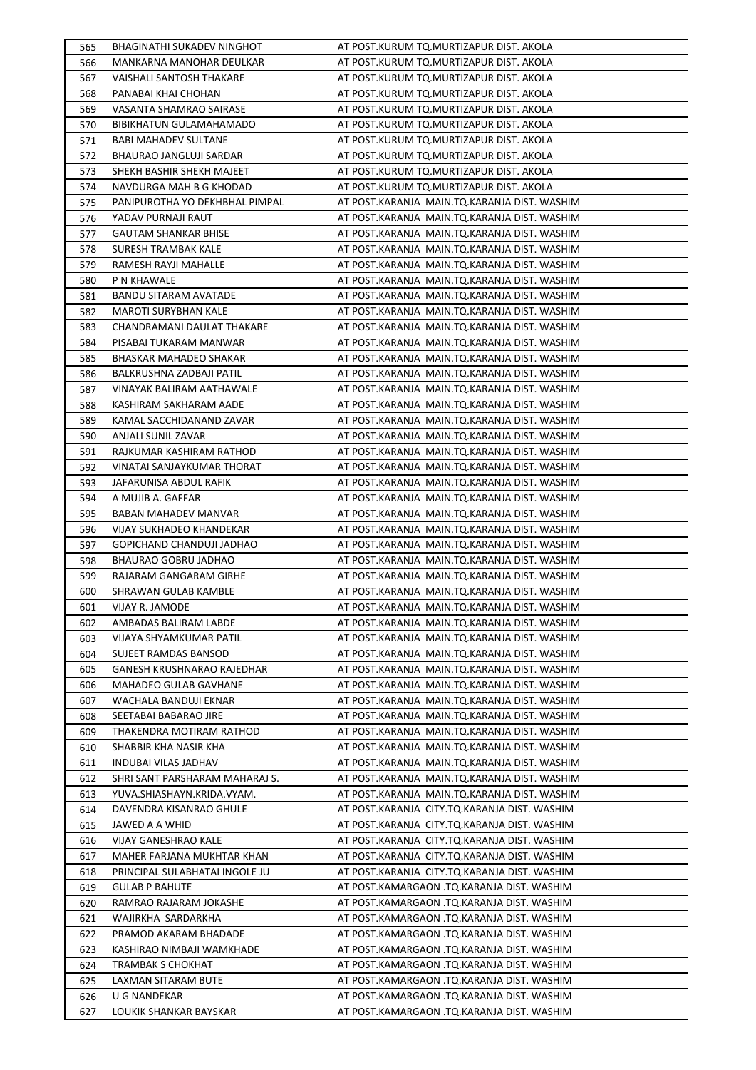| 565 | BHAGINATHI SUKADEV NINGHOT | AT POST.KURUM TQ.MURTIZAPUR DIST. AKOLA |
|---|---|---|
| 566 | MANKARNA MANOHAR DEULKAR | AT POST.KURUM TQ.MURTIZAPUR DIST. AKOLA |
| 567 | VAISHALI SANTOSH THAKARE | AT POST.KURUM TQ.MURTIZAPUR DIST. AKOLA |
| 568 | PANABAI KHAI CHOHAN | AT POST.KURUM TQ.MURTIZAPUR DIST. AKOLA |
| 569 | VASANTA SHAMRAO SAIRASE | AT POST.KURUM TQ.MURTIZAPUR DIST. AKOLA |
| 570 | BIBIKHATUN GULAMAHAMADO | AT POST.KURUM TQ.MURTIZAPUR DIST. AKOLA |
| 571 | BABI MAHADEV SULTANE | AT POST.KURUM TQ.MURTIZAPUR DIST. AKOLA |
| 572 | BHAURAO JANGLUJI SARDAR | AT POST.KURUM TQ.MURTIZAPUR DIST. AKOLA |
| 573 | SHEKH BASHIR SHEKH MAJEET | AT POST.KURUM TQ.MURTIZAPUR DIST. AKOLA |
| 574 | NAVDURGA MAH B G KHODAD | AT POST.KURUM TQ.MURTIZAPUR DIST. AKOLA |
| 575 | PANIPUROTHA YO DEKHBHAL PIMPAL | AT POST.KARANJA MAIN.TQ.KARANJA DIST. WASHIM |
| 576 | YADAV PURNAJI RAUT | AT POST.KARANJA MAIN.TQ.KARANJA DIST. WASHIM |
| 577 | GAUTAM SHANKAR BHISE | AT POST.KARANJA MAIN.TQ.KARANJA DIST. WASHIM |
| 578 | SURESH TRAMBAK KALE | AT POST.KARANJA MAIN.TQ.KARANJA DIST. WASHIM |
| 579 | RAMESH RAYJI MAHALLE | AT POST.KARANJA MAIN.TQ.KARANJA DIST. WASHIM |
| 580 | P N KHAWALE | AT POST.KARANJA MAIN.TQ.KARANJA DIST. WASHIM |
| 581 | BANDU SITARAM AVATADE | AT POST.KARANJA MAIN.TQ.KARANJA DIST. WASHIM |
| 582 | MAROTI SURYBHAN KALE | AT POST.KARANJA MAIN.TQ.KARANJA DIST. WASHIM |
| 583 | CHANDRAMANI DAULAT THAKARE | AT POST.KARANJA MAIN.TQ.KARANJA DIST. WASHIM |
| 584 | PISABAI TUKARAM MANWAR | AT POST.KARANJA MAIN.TQ.KARANJA DIST. WASHIM |
| 585 | BHASKAR MAHADEO SHAKAR | AT POST.KARANJA MAIN.TQ.KARANJA DIST. WASHIM |
| 586 | BALKRUSHNA ZADBAJI PATIL | AT POST.KARANJA MAIN.TQ.KARANJA DIST. WASHIM |
| 587 | VINAYAK BALIRAM AATHAWALE | AT POST.KARANJA MAIN.TQ.KARANJA DIST. WASHIM |
| 588 | KASHIRAM SAKHARAM AADE | AT POST.KARANJA MAIN.TQ.KARANJA DIST. WASHIM |
| 589 | KAMAL SACCHIDANAND ZAVAR | AT POST.KARANJA MAIN.TQ.KARANJA DIST. WASHIM |
| 590 | ANJALI SUNIL ZAVAR | AT POST.KARANJA MAIN.TQ.KARANJA DIST. WASHIM |
| 591 | RAJKUMAR KASHIRAM RATHOD | AT POST.KARANJA MAIN.TQ.KARANJA DIST. WASHIM |
| 592 | VINATAI SANJAYKUMAR THORAT | AT POST.KARANJA MAIN.TQ.KARANJA DIST. WASHIM |
| 593 | JAFARUNISA ABDUL RAFIK | AT POST.KARANJA MAIN.TQ.KARANJA DIST. WASHIM |
| 594 | A MUJIB A. GAFFAR | AT POST.KARANJA MAIN.TQ.KARANJA DIST. WASHIM |
| 595 | BABAN MAHADEV MANVAR | AT POST.KARANJA MAIN.TQ.KARANJA DIST. WASHIM |
| 596 | VIJAY SUKHADEO KHANDEKAR | AT POST.KARANJA MAIN.TQ.KARANJA DIST. WASHIM |
| 597 | GOPICHAND CHANDUJI JADHAO | AT POST.KARANJA MAIN.TQ.KARANJA DIST. WASHIM |
| 598 | BHAURAO GOBRU JADHAO | AT POST.KARANJA MAIN.TQ.KARANJA DIST. WASHIM |
| 599 | RAJARAM GANGARAM GIRHE | AT POST.KARANJA MAIN.TQ.KARANJA DIST. WASHIM |
| 600 | SHRAWAN GULAB KAMBLE | AT POST.KARANJA MAIN.TQ.KARANJA DIST. WASHIM |
| 601 | VIJAY R. JAMODE | AT POST.KARANJA MAIN.TQ.KARANJA DIST. WASHIM |
| 602 | AMBADAS BALIRAM LABDE | AT POST.KARANJA MAIN.TQ.KARANJA DIST. WASHIM |
| 603 | VIJAYA SHYAMKUMAR PATIL | AT POST.KARANJA MAIN.TQ.KARANJA DIST. WASHIM |
| 604 | SUJEET RAMDAS BANSOD | AT POST.KARANJA MAIN.TQ.KARANJA DIST. WASHIM |
| 605 | GANESH KRUSHNARAO RAJEDHAR | AT POST.KARANJA MAIN.TQ.KARANJA DIST. WASHIM |
| 606 | MAHADEO GULAB GAVHANE | AT POST.KARANJA MAIN.TQ.KARANJA DIST. WASHIM |
| 607 | WACHALA BANDUJI EKNAR | AT POST.KARANJA MAIN.TQ.KARANJA DIST. WASHIM |
| 608 | SEETABAI BABARAO JIRE | AT POST.KARANJA MAIN.TQ.KARANJA DIST. WASHIM |
| 609 | THAKENDRA MOTIRAM RATHOD | AT POST.KARANJA MAIN.TQ.KARANJA DIST. WASHIM |
| 610 | SHABBIR KHA NASIR KHA | AT POST.KARANJA MAIN.TQ.KARANJA DIST. WASHIM |
| 611 | INDUBAI VILAS JADHAV | AT POST.KARANJA MAIN.TQ.KARANJA DIST. WASHIM |
| 612 | SHRI SANT PARSHARAM MAHARAJ S. | AT POST.KARANJA MAIN.TQ.KARANJA DIST. WASHIM |
| 613 | YUVA.SHIASHAYN.KRIDA.VYAM. | AT POST.KARANJA MAIN.TQ.KARANJA DIST. WASHIM |
| 614 | DAVENDRA KISANRAO GHULE | AT POST.KARANJA CITY.TQ.KARANJA DIST. WASHIM |
| 615 | JAWED A A WHID | AT POST.KARANJA CITY.TQ.KARANJA DIST. WASHIM |
| 616 | VIJAY GANESHRAO KALE | AT POST.KARANJA CITY.TQ.KARANJA DIST. WASHIM |
| 617 | MAHER FARJANA MUKHTAR KHAN | AT POST.KARANJA CITY.TQ.KARANJA DIST. WASHIM |
| 618 | PRINCIPAL SULABHATAI INGOLE JU | AT POST.KARANJA CITY.TQ.KARANJA DIST. WASHIM |
| 619 | GULAB P BAHUTE | AT POST.KAMARGAON .TQ.KARANJA DIST. WASHIM |
| 620 | RAMRAO RAJARAM JOKASHE | AT POST.KAMARGAON .TQ.KARANJA DIST. WASHIM |
| 621 | WAJIRKHA SARDARKHA | AT POST.KAMARGAON .TQ.KARANJA DIST. WASHIM |
| 622 | PRAMOD AKARAM BHADADE | AT POST.KAMARGAON .TQ.KARANJA DIST. WASHIM |
| 623 | KASHIRAO NIMBAJI WAMKHADE | AT POST.KAMARGAON .TQ.KARANJA DIST. WASHIM |
| 624 | TRAMBAK S CHOKHAT | AT POST.KAMARGAON .TQ.KARANJA DIST. WASHIM |
| 625 | LAXMAN SITARAM BUTE | AT POST.KAMARGAON .TQ.KARANJA DIST. WASHIM |
| 626 | U G NANDEKAR | AT POST.KAMARGAON .TQ.KARANJA DIST. WASHIM |
| 627 | LOUKIK SHANKAR BAYSKAR | AT POST.KAMARGAON .TQ.KARANJA DIST. WASHIM |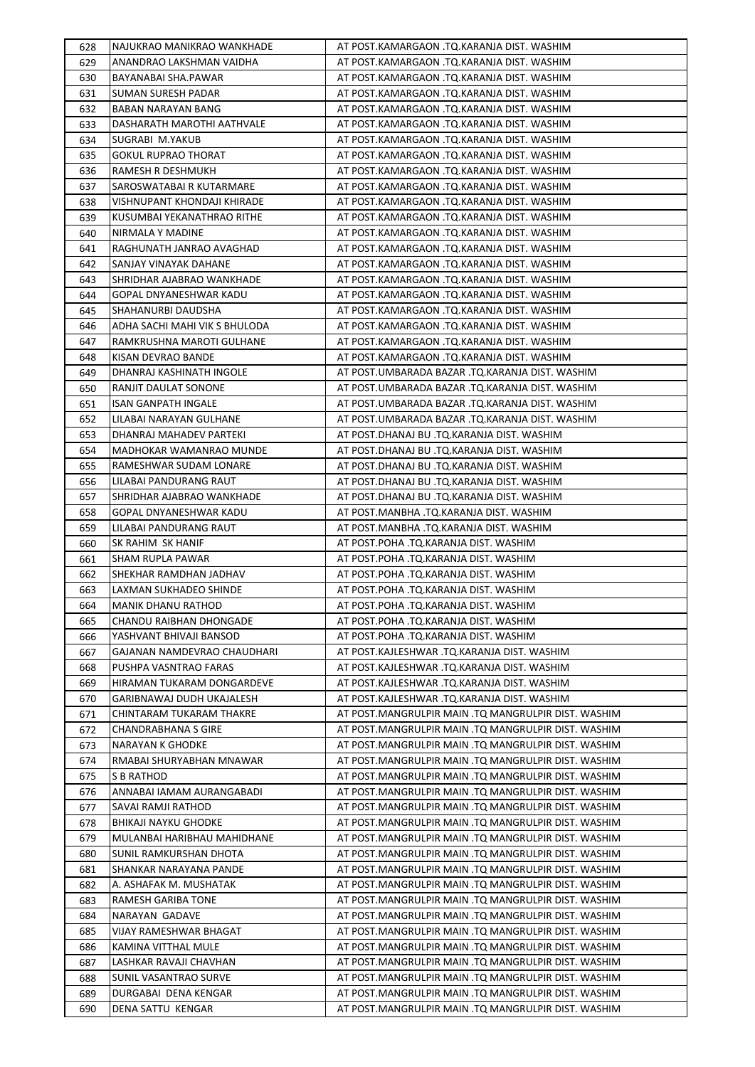| 628 | NAJUKRAO MANIKRAO WANKHADE | AT POST.KAMARGAON .TQ.KARANJA DIST. WASHIM |
|---|---|---|
| 629 | ANANDRAO LAKSHMAN VAIDHA | AT POST.KAMARGAON .TQ.KARANJA DIST. WASHIM |
| 630 | BAYANABAI SHA.PAWAR | AT POST.KAMARGAON .TQ.KARANJA DIST. WASHIM |
| 631 | SUMAN SURESH PADAR | AT POST.KAMARGAON .TQ.KARANJA DIST. WASHIM |
| 632 | BABAN NARAYAN BANG | AT POST.KAMARGAON .TQ.KARANJA DIST. WASHIM |
| 633 | DASHARATH MAROTHI AATHVALE | AT POST.KAMARGAON .TQ.KARANJA DIST. WASHIM |
| 634 | SUGRABI M.YAKUB | AT POST.KAMARGAON .TQ.KARANJA DIST. WASHIM |
| 635 | GOKUL RUPRAO THORAT | AT POST.KAMARGAON .TQ.KARANJA DIST. WASHIM |
| 636 | RAMESH R DESHMUKH | AT POST.KAMARGAON .TQ.KARANJA DIST. WASHIM |
| 637 | SAROSWATABAI R KUTARMARE | AT POST.KAMARGAON .TQ.KARANJA DIST. WASHIM |
| 638 | VISHNUPANT KHONDAJI KHIRADE | AT POST.KAMARGAON .TQ.KARANJA DIST. WASHIM |
| 639 | KUSUMBAI YEKANATHRAO RITHE | AT POST.KAMARGAON .TQ.KARANJA DIST. WASHIM |
| 640 | NIRMALA Y MADINE | AT POST.KAMARGAON .TQ.KARANJA DIST. WASHIM |
| 641 | RAGHUNATH JANRAO AVAGHAD | AT POST.KAMARGAON .TQ.KARANJA DIST. WASHIM |
| 642 | SANJAY VINAYAK DAHANE | AT POST.KAMARGAON .TQ.KARANJA DIST. WASHIM |
| 643 | SHRIDHAR AJABRAO WANKHADE | AT POST.KAMARGAON .TQ.KARANJA DIST. WASHIM |
| 644 | GOPAL DNYANESHWAR KADU | AT POST.KAMARGAON .TQ.KARANJA DIST. WASHIM |
| 645 | SHAHANURBI DAUDSHA | AT POST.KAMARGAON .TQ.KARANJA DIST. WASHIM |
| 646 | ADHA SACHI MAHI VIK S BHULODA | AT POST.KAMARGAON .TQ.KARANJA DIST. WASHIM |
| 647 | RAMKRUSHNA MAROTI GULHANE | AT POST.KAMARGAON .TQ.KARANJA DIST. WASHIM |
| 648 | KISAN DEVRAO BANDE | AT POST.KAMARGAON .TQ.KARANJA DIST. WASHIM |
| 649 | DHANRAJ KASHINATH INGOLE | AT POST.UMBARADA BAZAR .TQ.KARANJA DIST. WASHIM |
| 650 | RANJIT DAULAT SONONE | AT POST.UMBARADA BAZAR .TQ.KARANJA DIST. WASHIM |
| 651 | ISAN GANPATH INGALE | AT POST.UMBARADA BAZAR .TQ.KARANJA DIST. WASHIM |
| 652 | LILABAI NARAYAN GULHANE | AT POST.UMBARADA BAZAR .TQ.KARANJA DIST. WASHIM |
| 653 | DHANRAJ MAHADEV PARTEKI | AT POST.DHANAJ BU .TQ.KARANJA DIST. WASHIM |
| 654 | MADHOKAR WAMANRAO MUNDE | AT POST.DHANAJ BU .TQ.KARANJA DIST. WASHIM |
| 655 | RAMESHWAR SUDAM LONARE | AT POST.DHANAJ BU .TQ.KARANJA DIST. WASHIM |
| 656 | LILABAI PANDURANG RAUT | AT POST.DHANAJ BU .TQ.KARANJA DIST. WASHIM |
| 657 | SHRIDHAR AJABRAO WANKHADE | AT POST.DHANAJ BU .TQ.KARANJA DIST. WASHIM |
| 658 | GOPAL DNYANESHWAR KADU | AT POST.MANBHA .TQ.KARANJA DIST. WASHIM |
| 659 | LILABAI PANDURANG RAUT | AT POST.MANBHA .TQ.KARANJA DIST. WASHIM |
| 660 | SK RAHIM SK HANIF | AT POST.POHA .TQ.KARANJA DIST. WASHIM |
| 661 | SHAM RUPLA PAWAR | AT POST.POHA .TQ.KARANJA DIST. WASHIM |
| 662 | SHEKHAR RAMDHAN JADHAV | AT POST.POHA .TQ.KARANJA DIST. WASHIM |
| 663 | LAXMAN SUKHADEO SHINDE | AT POST.POHA .TQ.KARANJA DIST. WASHIM |
| 664 | MANIK DHANU RATHOD | AT POST.POHA .TQ.KARANJA DIST. WASHIM |
| 665 | CHANDU RAIBHAN DHONGADE | AT POST.POHA .TQ.KARANJA DIST. WASHIM |
| 666 | YASHVANT BHIVAJI BANSOD | AT POST.POHA .TQ.KARANJA DIST. WASHIM |
| 667 | GAJANAN NAMDEVRAO CHAUDHARI | AT POST.KAJLESHWAR .TQ.KARANJA DIST. WASHIM |
| 668 | PUSHPA VASNTRAO FARAS | AT POST.KAJLESHWAR .TQ.KARANJA DIST. WASHIM |
| 669 | HIRAMAN TUKARAM DONGARDEVE | AT POST.KAJLESHWAR .TQ.KARANJA DIST. WASHIM |
| 670 | GARIBNAWAJ DUDH UKAJALESH | AT POST.KAJLESHWAR .TQ.KARANJA DIST. WASHIM |
| 671 | CHINTARAM TUKARAM THAKRE | AT POST.MANGRULPIR MAIN .TQ MANGRULPIR DIST. WASHIM |
| 672 | CHANDRABHANA S GIRE | AT POST.MANGRULPIR MAIN .TQ MANGRULPIR DIST. WASHIM |
| 673 | NARAYAN K GHODKE | AT POST.MANGRULPIR MAIN .TQ MANGRULPIR DIST. WASHIM |
| 674 | RMABAI SHURYABHAN MNAWAR | AT POST.MANGRULPIR MAIN .TQ MANGRULPIR DIST. WASHIM |
| 675 | S B RATHOD | AT POST.MANGRULPIR MAIN .TQ MANGRULPIR DIST. WASHIM |
| 676 | ANNABAI IAMAM AURANGABADI | AT POST.MANGRULPIR MAIN .TQ MANGRULPIR DIST. WASHIM |
| 677 | SAVAI RAMJI RATHOD | AT POST.MANGRULPIR MAIN .TQ MANGRULPIR DIST. WASHIM |
| 678 | BHIKAJI NAYKU GHODKE | AT POST.MANGRULPIR MAIN .TQ MANGRULPIR DIST. WASHIM |
| 679 | MULANBAI HARIBHAU MAHIDHANE | AT POST.MANGRULPIR MAIN .TQ MANGRULPIR DIST. WASHIM |
| 680 | SUNIL RAMKURSHAN DHOTA | AT POST.MANGRULPIR MAIN .TQ MANGRULPIR DIST. WASHIM |
| 681 | SHANKAR NARAYANA PANDE | AT POST.MANGRULPIR MAIN .TQ MANGRULPIR DIST. WASHIM |
| 682 | A. ASHAFAK M. MUSHATAK | AT POST.MANGRULPIR MAIN .TQ MANGRULPIR DIST. WASHIM |
| 683 | RAMESH GARIBA TONE | AT POST.MANGRULPIR MAIN .TQ MANGRULPIR DIST. WASHIM |
| 684 | NARAYAN GADAVE | AT POST.MANGRULPIR MAIN .TQ MANGRULPIR DIST. WASHIM |
| 685 | VIJAY RAMESHWAR BHAGAT | AT POST.MANGRULPIR MAIN .TQ MANGRULPIR DIST. WASHIM |
| 686 | KAMINA VITTHAL MULE | AT POST.MANGRULPIR MAIN .TQ MANGRULPIR DIST. WASHIM |
| 687 | LASHKAR RAVAJI CHAVHAN | AT POST.MANGRULPIR MAIN .TQ MANGRULPIR DIST. WASHIM |
| 688 | SUNIL VASANTRAO SURVE | AT POST.MANGRULPIR MAIN .TQ MANGRULPIR DIST. WASHIM |
| 689 | DURGABAI DENA KENGAR | AT POST.MANGRULPIR MAIN .TQ MANGRULPIR DIST. WASHIM |
| 690 | DENA SATTU KENGAR | AT POST.MANGRULPIR MAIN .TQ MANGRULPIR DIST. WASHIM |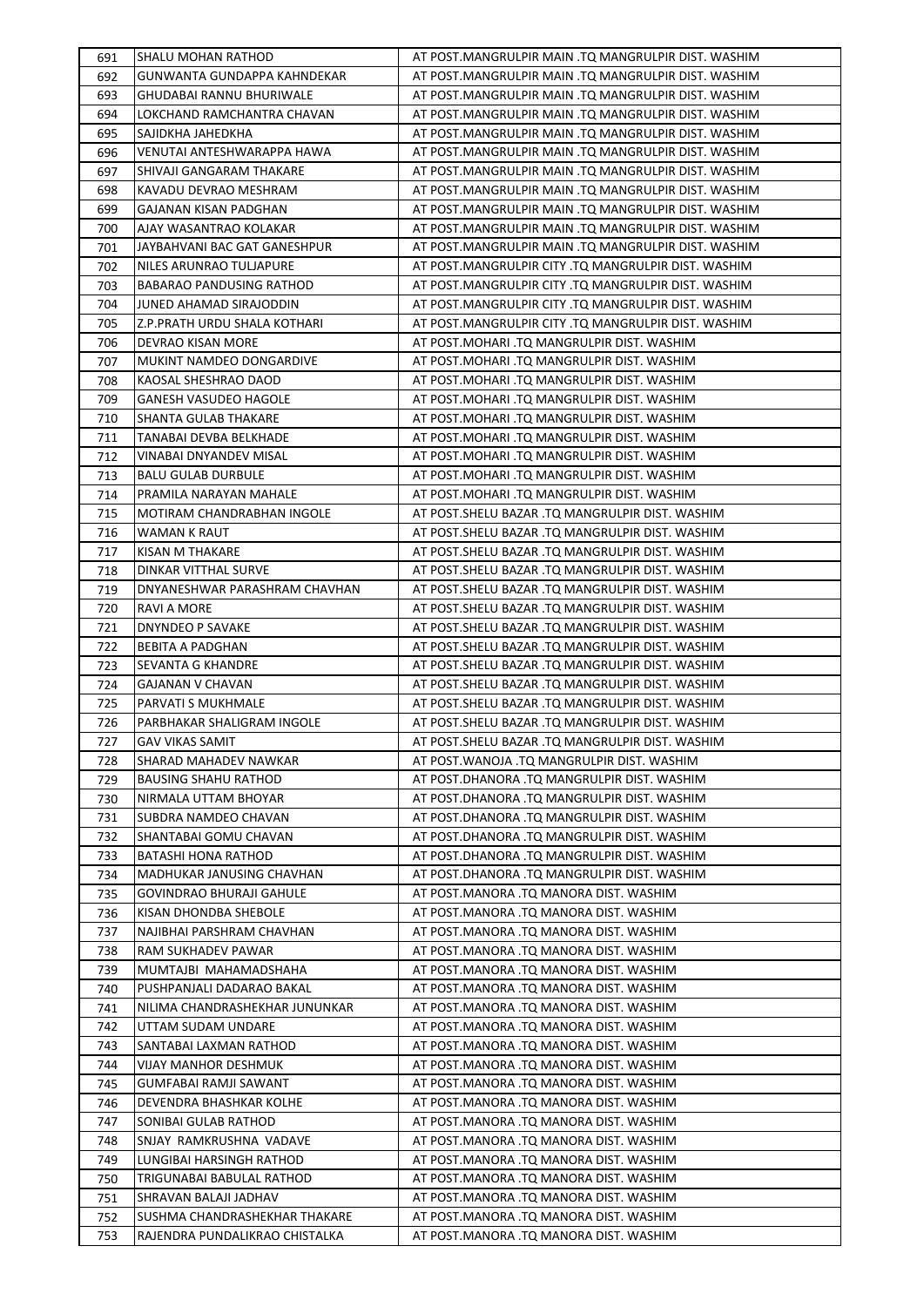| 691 | SHALU MOHAN RATHOD | AT POST.MANGRULPIR MAIN .TQ MANGRULPIR DIST. WASHIM |
|---|---|---|
| 692 | GUNWANTA GUNDAPPA KAHNDEKAR | AT POST.MANGRULPIR MAIN .TQ MANGRULPIR DIST. WASHIM |
| 693 | GHUDABAI RANNU BHURIWALE | AT POST.MANGRULPIR MAIN .TQ MANGRULPIR DIST. WASHIM |
| 694 | LOKCHAND RAMCHANTRA CHAVAN | AT POST.MANGRULPIR MAIN .TQ MANGRULPIR DIST. WASHIM |
| 695 | SAJIDKHA JAHEDKHA | AT POST.MANGRULPIR MAIN .TQ MANGRULPIR DIST. WASHIM |
| 696 | VENUTAI ANTESHWARAPPA HAWA | AT POST.MANGRULPIR MAIN .TQ MANGRULPIR DIST. WASHIM |
| 697 | SHIVAJI GANGARAM THAKARE | AT POST.MANGRULPIR MAIN .TQ MANGRULPIR DIST. WASHIM |
| 698 | KAVADU DEVRAO MESHRAM | AT POST.MANGRULPIR MAIN .TQ MANGRULPIR DIST. WASHIM |
| 699 | GAJANAN KISAN PADGHAN | AT POST.MANGRULPIR MAIN .TQ MANGRULPIR DIST. WASHIM |
| 700 | AJAY WASANTRAO KOLAKAR | AT POST.MANGRULPIR MAIN .TQ MANGRULPIR DIST. WASHIM |
| 701 | JAYBAHVANI BAC GAT GANESHPUR | AT POST.MANGRULPIR MAIN .TQ MANGRULPIR DIST. WASHIM |
| 702 | NILES ARUNRAO TULJAPURE | AT POST.MANGRULPIR CITY .TQ MANGRULPIR DIST. WASHIM |
| 703 | BABARAO PANDUSING RATHOD | AT POST.MANGRULPIR CITY .TQ MANGRULPIR DIST. WASHIM |
| 704 | JUNED AHAMAD SIRAJODDIN | AT POST.MANGRULPIR CITY .TQ MANGRULPIR DIST. WASHIM |
| 705 | Z.P.PRATH URDU SHALA KOTHARI | AT POST.MANGRULPIR CITY .TQ MANGRULPIR DIST. WASHIM |
| 706 | DEVRAO KISAN MORE | AT POST.MOHARI .TQ MANGRULPIR DIST. WASHIM |
| 707 | MUKINT NAMDEO DONGARDIVE | AT POST.MOHARI .TQ MANGRULPIR DIST. WASHIM |
| 708 | KAOSAL SHESHRAO DAOD | AT POST.MOHARI .TQ MANGRULPIR DIST. WASHIM |
| 709 | GANESH VASUDEO HAGOLE | AT POST.MOHARI .TQ MANGRULPIR DIST. WASHIM |
| 710 | SHANTA GULAB THAKARE | AT POST.MOHARI .TQ MANGRULPIR DIST. WASHIM |
| 711 | TANABAI DEVBA BELKHADE | AT POST.MOHARI .TQ MANGRULPIR DIST. WASHIM |
| 712 | VINABAI DNYANDEV MISAL | AT POST.MOHARI .TQ MANGRULPIR DIST. WASHIM |
| 713 | BALU GULAB DURBULE | AT POST.MOHARI .TQ MANGRULPIR DIST. WASHIM |
| 714 | PRAMILA NARAYAN MAHALE | AT POST.MOHARI .TQ MANGRULPIR DIST. WASHIM |
| 715 | MOTIRAM CHANDRABHAN INGOLE | AT POST.SHELU BAZAR .TQ MANGRULPIR DIST. WASHIM |
| 716 | WAMAN K RAUT | AT POST.SHELU BAZAR .TQ MANGRULPIR DIST. WASHIM |
| 717 | KISAN M THAKARE | AT POST.SHELU BAZAR .TQ MANGRULPIR DIST. WASHIM |
| 718 | DINKAR VITTHAL SURVE | AT POST.SHELU BAZAR .TQ MANGRULPIR DIST. WASHIM |
| 719 | DNYANESHWAR PARASHRAM CHAVHAN | AT POST.SHELU BAZAR .TQ MANGRULPIR DIST. WASHIM |
| 720 | RAVI A MORE | AT POST.SHELU BAZAR .TQ MANGRULPIR DIST. WASHIM |
| 721 | DNYNDEO P SAVAKE | AT POST.SHELU BAZAR .TQ MANGRULPIR DIST. WASHIM |
| 722 | BEBITA A PADGHAN | AT POST.SHELU BAZAR .TQ MANGRULPIR DIST. WASHIM |
| 723 | SEVANTA G KHANDRE | AT POST.SHELU BAZAR .TQ MANGRULPIR DIST. WASHIM |
| 724 | GAJANAN V CHAVAN | AT POST.SHELU BAZAR .TQ MANGRULPIR DIST. WASHIM |
| 725 | PARVATI S MUKHMALE | AT POST.SHELU BAZAR .TQ MANGRULPIR DIST. WASHIM |
| 726 | PARBHAKAR SHALIGRAM INGOLE | AT POST.SHELU BAZAR .TQ MANGRULPIR DIST. WASHIM |
| 727 | GAV VIKAS SAMIT | AT POST.SHELU BAZAR .TQ MANGRULPIR DIST. WASHIM |
| 728 | SHARAD MAHADEV NAWKAR | AT POST.WANOJA .TQ MANGRULPIR DIST. WASHIM |
| 729 | BAUSING SHAHU RATHOD | AT POST.DHANORA .TQ MANGRULPIR DIST. WASHIM |
| 730 | NIRMALA UTTAM BHOYAR | AT POST.DHANORA .TQ MANGRULPIR DIST. WASHIM |
| 731 | SUBDRA NAMDEO CHAVAN | AT POST.DHANORA .TQ MANGRULPIR DIST. WASHIM |
| 732 | SHANTABAI GOMU CHAVAN | AT POST.DHANORA .TQ MANGRULPIR DIST. WASHIM |
| 733 | BATASHI HONA RATHOD | AT POST.DHANORA .TQ MANGRULPIR DIST. WASHIM |
| 734 | MADHUKAR JANUSING CHAVHAN | AT POST.DHANORA .TQ MANGRULPIR DIST. WASHIM |
| 735 | GOVINDRAO BHURAJI GAHULE | AT POST.MANORA .TQ MANORA DIST. WASHIM |
| 736 | KISAN DHONDBA SHEBOLE | AT POST.MANORA .TQ MANORA DIST. WASHIM |
| 737 | NAJIBHAI PARSHRAM CHAVHAN | AT POST.MANORA .TQ MANORA DIST. WASHIM |
| 738 | RAM SUKHADEV PAWAR | AT POST.MANORA .TQ MANORA DIST. WASHIM |
| 739 | MUMTAJBI MAHAMADSHAHA | AT POST.MANORA .TQ MANORA DIST. WASHIM |
| 740 | PUSHPANJALI DADARAO BAKAL | AT POST.MANORA .TQ MANORA DIST. WASHIM |
| 741 | NILIMA CHANDRASHEKHAR JUNUNKAR | AT POST.MANORA .TQ MANORA DIST. WASHIM |
| 742 | UTTAM SUDAM UNDARE | AT POST.MANORA .TQ MANORA DIST. WASHIM |
| 743 | SANTABAI LAXMAN RATHOD | AT POST.MANORA .TQ MANORA DIST. WASHIM |
| 744 | VIJAY MANHOR DESHMUK | AT POST.MANORA .TQ MANORA DIST. WASHIM |
| 745 | GUMFABAI RAMJI SAWANT | AT POST.MANORA .TQ MANORA DIST. WASHIM |
| 746 | DEVENDRA BHASHKAR KOLHE | AT POST.MANORA .TQ MANORA DIST. WASHIM |
| 747 | SONIBAI GULAB RATHOD | AT POST.MANORA .TQ MANORA DIST. WASHIM |
| 748 | SNJAY RAMKRUSHNA VADAVE | AT POST.MANORA .TQ MANORA DIST. WASHIM |
| 749 | LUNGIBAI HARSINGH RATHOD | AT POST.MANORA .TQ MANORA DIST. WASHIM |
| 750 | TRIGUNABAI BABULAL RATHOD | AT POST.MANORA .TQ MANORA DIST. WASHIM |
| 751 | SHRAVAN BALAJI JADHAV | AT POST.MANORA .TQ MANORA DIST. WASHIM |
| 752 | SUSHMA CHANDRASHEKHAR THAKARE | AT POST.MANORA .TQ MANORA DIST. WASHIM |
| 753 | RAJENDRA PUNDALIKRAO CHISTALKA | AT POST.MANORA .TQ MANORA DIST. WASHIM |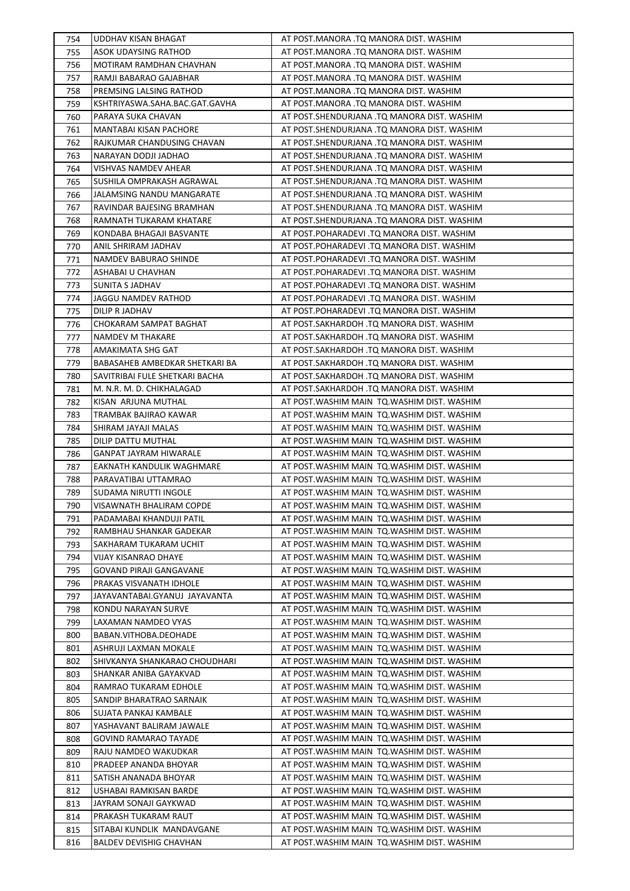| | | |
|---|---|---|
| 754 | UDDHAV KISAN BHAGAT | AT POST.MANORA .TQ MANORA DIST. WASHIM |
| 755 | ASOK UDAYSING RATHOD | AT POST.MANORA .TQ MANORA DIST. WASHIM |
| 756 | MOTIRAM RAMDHAN CHAVHAN | AT POST.MANORA .TQ MANORA DIST. WASHIM |
| 757 | RAMJI BABARAO GAJABHAR | AT POST.MANORA .TQ MANORA DIST. WASHIM |
| 758 | PREMSING LALSING RATHOD | AT POST.MANORA .TQ MANORA DIST. WASHIM |
| 759 | KSHTRIYASWA.SAHA.BAC.GAT.GAVHA | AT POST.MANORA .TQ MANORA DIST. WASHIM |
| 760 | PARAYA SUKA CHAVAN | AT POST.SHENDURJANA .TQ MANORA DIST. WASHIM |
| 761 | MANTABAI KISAN PACHORE | AT POST.SHENDURJANA .TQ MANORA DIST. WASHIM |
| 762 | RAJKUMAR CHANDUSING CHAVAN | AT POST.SHENDURJANA .TQ MANORA DIST. WASHIM |
| 763 | NARAYAN DODJI JADHAO | AT POST.SHENDURJANA .TQ MANORA DIST. WASHIM |
| 764 | VISHVAS NAMDEV AHEAR | AT POST.SHENDURJANA .TQ MANORA DIST. WASHIM |
| 765 | SUSHILA OMPRAKASH AGRAWAL | AT POST.SHENDURJANA .TQ MANORA DIST. WASHIM |
| 766 | JALAMSING NANDU MANGARATE | AT POST.SHENDURJANA .TQ MANORA DIST. WASHIM |
| 767 | RAVINDAR BAJESING BRAMHAN | AT POST.SHENDURJANA .TQ MANORA DIST. WASHIM |
| 768 | RAMNATH TUKARAM KHATARE | AT POST.SHENDURJANA .TQ MANORA DIST. WASHIM |
| 769 | KONDABA BHAGAJI BASVANTE | AT POST.POHARADEVI .TQ MANORA DIST. WASHIM |
| 770 | ANIL SHRIRAM JADHAV | AT POST.POHARADEVI .TQ MANORA DIST. WASHIM |
| 771 | NAMDEV BABURAO SHINDE | AT POST.POHARADEVI .TQ MANORA DIST. WASHIM |
| 772 | ASHABAI U CHAVHAN | AT POST.POHARADEVI .TQ MANORA DIST. WASHIM |
| 773 | SUNITA S JADHAV | AT POST.POHARADEVI .TQ MANORA DIST. WASHIM |
| 774 | JAGGU NAMDEV RATHOD | AT POST.POHARADEVI .TQ MANORA DIST. WASHIM |
| 775 | DILIP R JADHAV | AT POST.POHARADEVI .TQ MANORA DIST. WASHIM |
| 776 | CHOKARAM SAMPAT BAGHAT | AT POST.SAKHARDOH .TQ MANORA DIST. WASHIM |
| 777 | NAMDEV M THAKARE | AT POST.SAKHARDOH .TQ MANORA DIST. WASHIM |
| 778 | AMAKIMATA SHG GAT | AT POST.SAKHARDOH .TQ MANORA DIST. WASHIM |
| 779 | BABASAHEB AMBEDKAR SHETKARI BA | AT POST.SAKHARDOH .TQ MANORA DIST. WASHIM |
| 780 | SAVITRIBAI FULE SHETKARI BACHA | AT POST.SAKHARDOH .TQ MANORA DIST. WASHIM |
| 781 | M. N.R. M. D. CHIKHALAGAD | AT POST.SAKHARDOH .TQ MANORA DIST. WASHIM |
| 782 | KISAN ARJUNA MUTHAL | AT POST.WASHIM MAIN TQ.WASHIM DIST. WASHIM |
| 783 | TRAMBAK BAJIRAO KAWAR | AT POST.WASHIM MAIN TQ.WASHIM DIST. WASHIM |
| 784 | SHIRAM JAYAJI MALAS | AT POST.WASHIM MAIN TQ.WASHIM DIST. WASHIM |
| 785 | DILIP DATTU MUTHAL | AT POST.WASHIM MAIN TQ.WASHIM DIST. WASHIM |
| 786 | GANPAT JAYRAM HIWARALE | AT POST.WASHIM MAIN TQ.WASHIM DIST. WASHIM |
| 787 | EAKNATH KANDULIK WAGHMARE | AT POST.WASHIM MAIN TQ.WASHIM DIST. WASHIM |
| 788 | PARAVATIBAI UTTAMRAO | AT POST.WASHIM MAIN TQ.WASHIM DIST. WASHIM |
| 789 | SUDAMA NIRUTTI INGOLE | AT POST.WASHIM MAIN TQ.WASHIM DIST. WASHIM |
| 790 | VISAWNATH BHALIRAM COPDE | AT POST.WASHIM MAIN TQ.WASHIM DIST. WASHIM |
| 791 | PADAMABAI KHANDUJI PATIL | AT POST.WASHIM MAIN TQ.WASHIM DIST. WASHIM |
| 792 | RAMBHAU SHANKAR GADEKAR | AT POST.WASHIM MAIN TQ.WASHIM DIST. WASHIM |
| 793 | SAKHARAM TUKARAM UCHIT | AT POST.WASHIM MAIN TQ.WASHIM DIST. WASHIM |
| 794 | VIJAY KISANRAO DHAYE | AT POST.WASHIM MAIN TQ.WASHIM DIST. WASHIM |
| 795 | GOVAND PIRAJI GANGAVANE | AT POST.WASHIM MAIN TQ.WASHIM DIST. WASHIM |
| 796 | PRAKAS VISVANATH IDHOLE | AT POST.WASHIM MAIN TQ.WASHIM DIST. WASHIM |
| 797 | JAYAVANTABAI.GYANUJ JAYAVANTA | AT POST.WASHIM MAIN TQ.WASHIM DIST. WASHIM |
| 798 | KONDU NARAYAN SURVE | AT POST.WASHIM MAIN TQ.WASHIM DIST. WASHIM |
| 799 | LAXAMAN NAMDEO VYAS | AT POST.WASHIM MAIN TQ.WASHIM DIST. WASHIM |
| 800 | BABAN.VITHOBA.DEOHADE | AT POST.WASHIM MAIN TQ.WASHIM DIST. WASHIM |
| 801 | ASHRUJI LAXMAN MOKALE | AT POST.WASHIM MAIN TQ.WASHIM DIST. WASHIM |
| 802 | SHIVKANYA SHANKARAO CHOUDHARI | AT POST.WASHIM MAIN TQ.WASHIM DIST. WASHIM |
| 803 | SHANKAR ANIBA GAYAKVAD | AT POST.WASHIM MAIN TQ.WASHIM DIST. WASHIM |
| 804 | RAMRAO TUKARAM EDHOLE | AT POST.WASHIM MAIN TQ.WASHIM DIST. WASHIM |
| 805 | SANDIP BHARATRAO SARNAIK | AT POST.WASHIM MAIN TQ.WASHIM DIST. WASHIM |
| 806 | SUJATA PANKAJ KAMBALE | AT POST.WASHIM MAIN TQ.WASHIM DIST. WASHIM |
| 807 | YASHAVANT BALIRAM JAWALE | AT POST.WASHIM MAIN TQ.WASHIM DIST. WASHIM |
| 808 | GOVIND RAMARAO TAYADE | AT POST.WASHIM MAIN TQ.WASHIM DIST. WASHIM |
| 809 | RAJU NAMDEO WAKUDKAR | AT POST.WASHIM MAIN TQ.WASHIM DIST. WASHIM |
| 810 | PRADEEP ANANDA BHOYAR | AT POST.WASHIM MAIN TQ.WASHIM DIST. WASHIM |
| 811 | SATISH ANANADA BHOYAR | AT POST.WASHIM MAIN TQ.WASHIM DIST. WASHIM |
| 812 | USHABAI RAMKISAN BARDE | AT POST.WASHIM MAIN TQ.WASHIM DIST. WASHIM |
| 813 | JAYRAM SONAJI GAYKWAD | AT POST.WASHIM MAIN TQ.WASHIM DIST. WASHIM |
| 814 | PRAKASH TUKARAM RAUT | AT POST.WASHIM MAIN TQ.WASHIM DIST. WASHIM |
| 815 | SITABAI KUNDLIK MANDAVGANE | AT POST.WASHIM MAIN TQ.WASHIM DIST. WASHIM |
| 816 | BALDEV DEVISHIG CHAVHAN | AT POST.WASHIM MAIN TQ.WASHIM DIST. WASHIM |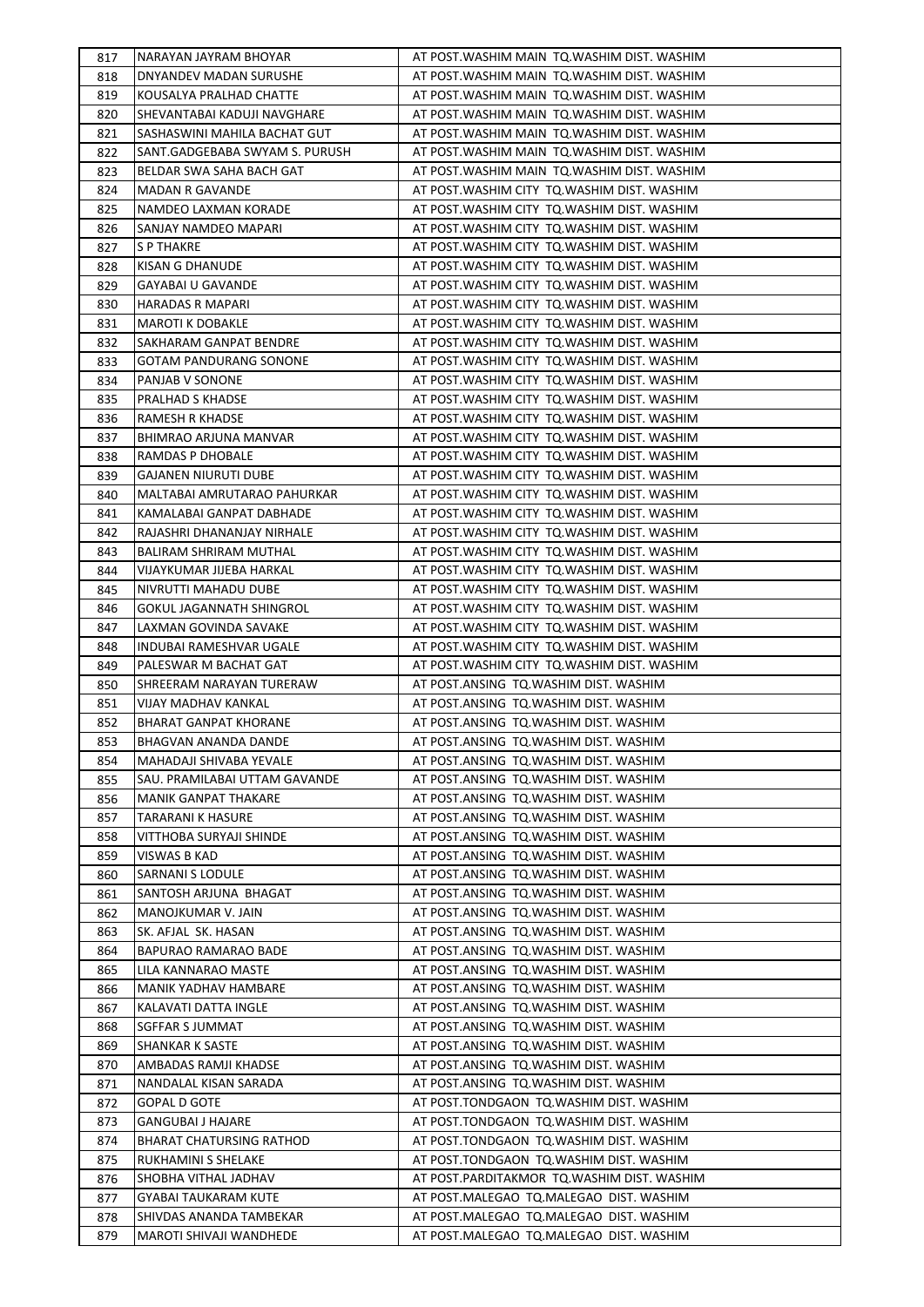| | | |
|---|---|---|
| 817 | NARAYAN JAYRAM BHOYAR | AT POST.WASHIM MAIN TQ.WASHIM DIST. WASHIM |
| 818 | DNYANDEV MADAN SURUSHE | AT POST.WASHIM MAIN TQ.WASHIM DIST. WASHIM |
| 819 | KOUSALYA PRALHAD CHATTE | AT POST.WASHIM MAIN TQ.WASHIM DIST. WASHIM |
| 820 | SHEVANTABAI KADUJI NAVGHARE | AT POST.WASHIM MAIN TQ.WASHIM DIST. WASHIM |
| 821 | SASHASWINI MAHILA BACHAT GUT | AT POST.WASHIM MAIN TQ.WASHIM DIST. WASHIM |
| 822 | SANT.GADGEBABA SWYAM S. PURUSH | AT POST.WASHIM MAIN TQ.WASHIM DIST. WASHIM |
| 823 | BELDAR SWA SAHA BACH GAT | AT POST.WASHIM MAIN TQ.WASHIM DIST. WASHIM |
| 824 | MADAN R GAVANDE | AT POST.WASHIM CITY TQ.WASHIM DIST. WASHIM |
| 825 | NAMDEO LAXMAN KORADE | AT POST.WASHIM CITY TQ.WASHIM DIST. WASHIM |
| 826 | SANJAY NAMDEO MAPARI | AT POST.WASHIM CITY TQ.WASHIM DIST. WASHIM |
| 827 | S P THAKRE | AT POST.WASHIM CITY TQ.WASHIM DIST. WASHIM |
| 828 | KISAN G DHANUDE | AT POST.WASHIM CITY TQ.WASHIM DIST. WASHIM |
| 829 | GAYABAI U GAVANDE | AT POST.WASHIM CITY TQ.WASHIM DIST. WASHIM |
| 830 | HARADAS R MAPARI | AT POST.WASHIM CITY TQ.WASHIM DIST. WASHIM |
| 831 | MAROTI K DOBAKLE | AT POST.WASHIM CITY TQ.WASHIM DIST. WASHIM |
| 832 | SAKHARAM GANPAT BENDRE | AT POST.WASHIM CITY TQ.WASHIM DIST. WASHIM |
| 833 | GOTAM PANDURANG SONONE | AT POST.WASHIM CITY TQ.WASHIM DIST. WASHIM |
| 834 | PANJAB V SONONE | AT POST.WASHIM CITY TQ.WASHIM DIST. WASHIM |
| 835 | PRALHAD S KHADSE | AT POST.WASHIM CITY TQ.WASHIM DIST. WASHIM |
| 836 | RAMESH R KHADSE | AT POST.WASHIM CITY TQ.WASHIM DIST. WASHIM |
| 837 | BHIMRAO ARJUNA MANVAR | AT POST.WASHIM CITY TQ.WASHIM DIST. WASHIM |
| 838 | RAMDAS P DHOBALE | AT POST.WASHIM CITY TQ.WASHIM DIST. WASHIM |
| 839 | GAJANEN NIURUTI DUBE | AT POST.WASHIM CITY TQ.WASHIM DIST. WASHIM |
| 840 | MALTABAI AMRUTARAO PAHURKAR | AT POST.WASHIM CITY TQ.WASHIM DIST. WASHIM |
| 841 | KAMALABAI GANPAT DABHADE | AT POST.WASHIM CITY TQ.WASHIM DIST. WASHIM |
| 842 | RAJASHRI DHANANJAY NIRHALE | AT POST.WASHIM CITY TQ.WASHIM DIST. WASHIM |
| 843 | BALIRAM SHRIRAM MUTHAL | AT POST.WASHIM CITY TQ.WASHIM DIST. WASHIM |
| 844 | VIJAYKUMAR JIJEBA HARKAL | AT POST.WASHIM CITY TQ.WASHIM DIST. WASHIM |
| 845 | NIVRUTTI MAHADU DUBE | AT POST.WASHIM CITY TQ.WASHIM DIST. WASHIM |
| 846 | GOKUL JAGANNATH SHINGROL | AT POST.WASHIM CITY TQ.WASHIM DIST. WASHIM |
| 847 | LAXMAN GOVINDA SAVAKE | AT POST.WASHIM CITY TQ.WASHIM DIST. WASHIM |
| 848 | INDUBAI RAMESHVAR UGALE | AT POST.WASHIM CITY TQ.WASHIM DIST. WASHIM |
| 849 | PALESWAR M BACHAT GAT | AT POST.WASHIM CITY TQ.WASHIM DIST. WASHIM |
| 850 | SHREERAM NARAYAN TURERAW | AT POST.ANSING TQ.WASHIM DIST. WASHIM |
| 851 | VIJAY MADHAV KANKAL | AT POST.ANSING TQ.WASHIM DIST. WASHIM |
| 852 | BHARAT GANPAT KHORANE | AT POST.ANSING TQ.WASHIM DIST. WASHIM |
| 853 | BHAGVAN ANANDA DANDE | AT POST.ANSING TQ.WASHIM DIST. WASHIM |
| 854 | MAHADAJI SHIVABA YEVALE | AT POST.ANSING TQ.WASHIM DIST. WASHIM |
| 855 | SAU. PRAMILABAI UTTAM GAVANDE | AT POST.ANSING TQ.WASHIM DIST. WASHIM |
| 856 | MANIK GANPAT THAKARE | AT POST.ANSING TQ.WASHIM DIST. WASHIM |
| 857 | TARARANI K HASURE | AT POST.ANSING TQ.WASHIM DIST. WASHIM |
| 858 | VITTHOBA SURYAJI SHINDE | AT POST.ANSING TQ.WASHIM DIST. WASHIM |
| 859 | VISWAS B KAD | AT POST.ANSING TQ.WASHIM DIST. WASHIM |
| 860 | SARNANI S LODULE | AT POST.ANSING TQ.WASHIM DIST. WASHIM |
| 861 | SANTOSH ARJUNA BHAGAT | AT POST.ANSING TQ.WASHIM DIST. WASHIM |
| 862 | MANOJKUMAR V. JAIN | AT POST.ANSING TQ.WASHIM DIST. WASHIM |
| 863 | SK. AFJAL SK. HASAN | AT POST.ANSING TQ.WASHIM DIST. WASHIM |
| 864 | BAPURAO RAMARAO BADE | AT POST.ANSING TQ.WASHIM DIST. WASHIM |
| 865 | LILA KANNARAO MASTE | AT POST.ANSING TQ.WASHIM DIST. WASHIM |
| 866 | MANIK YADHAV HAMBARE | AT POST.ANSING TQ.WASHIM DIST. WASHIM |
| 867 | KALAVATI DATTA INGLE | AT POST.ANSING TQ.WASHIM DIST. WASHIM |
| 868 | SGFFAR S JUMMAT | AT POST.ANSING TQ.WASHIM DIST. WASHIM |
| 869 | SHANKAR K SASTE | AT POST.ANSING TQ.WASHIM DIST. WASHIM |
| 870 | AMBADAS RAMJI KHADSE | AT POST.ANSING TQ.WASHIM DIST. WASHIM |
| 871 | NANDALAL KISAN SARADA | AT POST.ANSING TQ.WASHIM DIST. WASHIM |
| 872 | GOPAL D GOTE | AT POST.TONDGAON TQ.WASHIM DIST. WASHIM |
| 873 | GANGUBAI J HAJARE | AT POST.TONDGAON TQ.WASHIM DIST. WASHIM |
| 874 | BHARAT CHATURSING RATHOD | AT POST.TONDGAON TQ.WASHIM DIST. WASHIM |
| 875 | RUKHAMINI S SHELAKE | AT POST.TONDGAON TQ.WASHIM DIST. WASHIM |
| 876 | SHOBHA VITHAL JADHAV | AT POST.PARDITAKMOR TQ.WASHIM DIST. WASHIM |
| 877 | GYABAI TAUKARAM KUTE | AT POST.MALEGAO TQ.MALEGAO DIST. WASHIM |
| 878 | SHIVDAS ANANDA TAMBEKAR | AT POST.MALEGAO TQ.MALEGAO DIST. WASHIM |
| 879 | MAROTI SHIVAJI WANDHEDE | AT POST.MALEGAO TQ.MALEGAO DIST. WASHIM |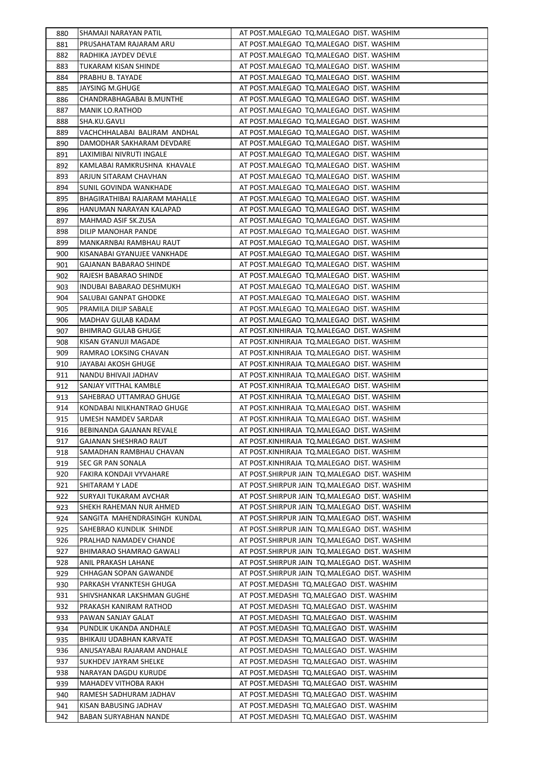| 880 | SHAMAJI NARAYAN PATIL | AT POST.MALEGAO TQ.MALEGAO DIST. WASHIM |
|---|---|---|
| 881 | PRUSAHATAM RAJARAM ARU | AT POST.MALEGAO TQ.MALEGAO DIST. WASHIM |
| 882 | RADHIKA JAYDEV DEVLE | AT POST.MALEGAO TQ.MALEGAO DIST. WASHIM |
| 883 | TUKARAM KISAN SHINDE | AT POST.MALEGAO TQ.MALEGAO DIST. WASHIM |
| 884 | PRABHU B. TAYADE | AT POST.MALEGAO TQ.MALEGAO DIST. WASHIM |
| 885 | JAYSING M.GHUGE | AT POST.MALEGAO TQ.MALEGAO DIST. WASHIM |
| 886 | CHANDRABHAGABAI B.MUNTHE | AT POST.MALEGAO TQ.MALEGAO DIST. WASHIM |
| 887 | MANIK LO.RATHOD | AT POST.MALEGAO TQ.MALEGAO DIST. WASHIM |
| 888 | SHA.KU.GAVLI | AT POST.MALEGAO TQ.MALEGAO DIST. WASHIM |
| 889 | VACHCHHALABAI BALIRAM ANDHAL | AT POST.MALEGAO TQ.MALEGAO DIST. WASHIM |
| 890 | DAMODHAR SAKHARAM DEVDARE | AT POST.MALEGAO TQ.MALEGAO DIST. WASHIM |
| 891 | LAXIMIBAI NIVRUTI INGALE | AT POST.MALEGAO TQ.MALEGAO DIST. WASHIM |
| 892 | KAMLABAI RAMKRUSHNA KHAVALE | AT POST.MALEGAO TQ.MALEGAO DIST. WASHIM |
| 893 | ARJUN SITARAM CHAVHAN | AT POST.MALEGAO TQ.MALEGAO DIST. WASHIM |
| 894 | SUNIL GOVINDA WANKHADE | AT POST.MALEGAO TQ.MALEGAO DIST. WASHIM |
| 895 | BHAGIRATHIBAI RAJARAM MAHALLE | AT POST.MALEGAO TQ.MALEGAO DIST. WASHIM |
| 896 | HANUMAN NARAYAN KALAPAD | AT POST.MALEGAO TQ.MALEGAO DIST. WASHIM |
| 897 | MAHMAD ASIF SK.ZUSA | AT POST.MALEGAO TQ.MALEGAO DIST. WASHIM |
| 898 | DILIP MANOHAR PANDE | AT POST.MALEGAO TQ.MALEGAO DIST. WASHIM |
| 899 | MANKARNBAI RAMBHAU RAUT | AT POST.MALEGAO TQ.MALEGAO DIST. WASHIM |
| 900 | KISANABAI GYANUJEE VANKHADE | AT POST.MALEGAO TQ.MALEGAO DIST. WASHIM |
| 901 | GAJANAN BABARAO SHINDE | AT POST.MALEGAO TQ.MALEGAO DIST. WASHIM |
| 902 | RAJESH BABARAO SHINDE | AT POST.MALEGAO TQ.MALEGAO DIST. WASHIM |
| 903 | INDUBAI BABARAO DESHMUKH | AT POST.MALEGAO TQ.MALEGAO DIST. WASHIM |
| 904 | SALUBAI GANPAT GHODKE | AT POST.MALEGAO TQ.MALEGAO DIST. WASHIM |
| 905 | PRAMILA DILIP SABALE | AT POST.MALEGAO TQ.MALEGAO DIST. WASHIM |
| 906 | MADHAV GULAB KADAM | AT POST.MALEGAO TQ.MALEGAO DIST. WASHIM |
| 907 | BHIMRAO GULAB GHUGE | AT POST.KINHIRAJA TQ.MALEGAO DIST. WASHIM |
| 908 | KISAN GYANUJI MAGADE | AT POST.KINHIRAJA TQ.MALEGAO DIST. WASHIM |
| 909 | RAMRAO LOKSING CHAVAN | AT POST.KINHIRAJA TQ.MALEGAO DIST. WASHIM |
| 910 | JAYABAI AKOSH GHUGE | AT POST.KINHIRAJA TQ.MALEGAO DIST. WASHIM |
| 911 | NANDU BHIVAJI JADHAV | AT POST.KINHIRAJA TQ.MALEGAO DIST. WASHIM |
| 912 | SANJAY VITTHAL KAMBLE | AT POST.KINHIRAJA TQ.MALEGAO DIST. WASHIM |
| 913 | SAHEBRAO UTTAMRAO GHUGE | AT POST.KINHIRAJA TQ.MALEGAO DIST. WASHIM |
| 914 | KONDABAI NILKHANTRAO GHUGE | AT POST.KINHIRAJA TQ.MALEGAO DIST. WASHIM |
| 915 | UMESH NAMDEV SARDAR | AT POST.KINHIRAJA TQ.MALEGAO DIST. WASHIM |
| 916 | BEBINANDA GAJANAN REVALE | AT POST.KINHIRAJA TQ.MALEGAO DIST. WASHIM |
| 917 | GAJANAN SHESHRAO RAUT | AT POST.KINHIRAJA TQ.MALEGAO DIST. WASHIM |
| 918 | SAMADHAN RAMBHAU CHAVAN | AT POST.KINHIRAJA TQ.MALEGAO DIST. WASHIM |
| 919 | SEC GR PAN SONALA | AT POST.KINHIRAJA TQ.MALEGAO DIST. WASHIM |
| 920 | FAKIRA KONDAJI VYVAHARE | AT POST.SHIRPUR JAIN TQ.MALEGAO DIST. WASHIM |
| 921 | SHITARAM Y LADE | AT POST.SHIRPUR JAIN TQ.MALEGAO DIST. WASHIM |
| 922 | SURYAJI TUKARAM AVCHAR | AT POST.SHIRPUR JAIN TQ.MALEGAO DIST. WASHIM |
| 923 | SHEKH RAHEMAN NUR AHMED | AT POST.SHIRPUR JAIN TQ.MALEGAO DIST. WASHIM |
| 924 | SANGITA MAHENDRASINGH KUNDAL | AT POST.SHIRPUR JAIN TQ.MALEGAO DIST. WASHIM |
| 925 | SAHEBRAO KUNDLIK SHINDE | AT POST.SHIRPUR JAIN TQ.MALEGAO DIST. WASHIM |
| 926 | PRALHAD NAMADEV CHANDE | AT POST.SHIRPUR JAIN TQ.MALEGAO DIST. WASHIM |
| 927 | BHIMARAO SHAMRAO GAWALI | AT POST.SHIRPUR JAIN TQ.MALEGAO DIST. WASHIM |
| 928 | ANIL PRAKASH LAHANE | AT POST.SHIRPUR JAIN TQ.MALEGAO DIST. WASHIM |
| 929 | CHHAGAN SOPAN GAWANDE | AT POST.SHIRPUR JAIN TQ.MALEGAO DIST. WASHIM |
| 930 | PARKASH VYANKTESH GHUGA | AT POST.MEDASHI TQ.MALEGAO DIST. WASHIM |
| 931 | SHIVSHANKAR LAKSHMAN GUGHE | AT POST.MEDASHI TQ.MALEGAO DIST. WASHIM |
| 932 | PRAKASH KANIRAM RATHOD | AT POST.MEDASHI TQ.MALEGAO DIST. WASHIM |
| 933 | PAWAN SANJAY GALAT | AT POST.MEDASHI TQ.MALEGAO DIST. WASHIM |
| 934 | PUNDLIK UKANDA ANDHALE | AT POST.MEDASHI TQ.MALEGAO DIST. WASHIM |
| 935 | BHIKAJIJ UDABHAN KARVATE | AT POST.MEDASHI TQ.MALEGAO DIST. WASHIM |
| 936 | ANUSAYABAI RAJARAM ANDHALE | AT POST.MEDASHI TQ.MALEGAO DIST. WASHIM |
| 937 | SUKHDEV JAYRAM SHELKE | AT POST.MEDASHI TQ.MALEGAO DIST. WASHIM |
| 938 | NARAYAN DAGDU KURUDE | AT POST.MEDASHI TQ.MALEGAO DIST. WASHIM |
| 939 | MAHADEV VITHOBA RAKH | AT POST.MEDASHI TQ.MALEGAO DIST. WASHIM |
| 940 | RAMESH SADHURAM JADHAV | AT POST.MEDASHI TQ.MALEGAO DIST. WASHIM |
| 941 | KISAN BABUSING JADHAV | AT POST.MEDASHI TQ.MALEGAO DIST. WASHIM |
| 942 | BABAN SURYABHAN NANDE | AT POST.MEDASHI TQ.MALEGAO DIST. WASHIM |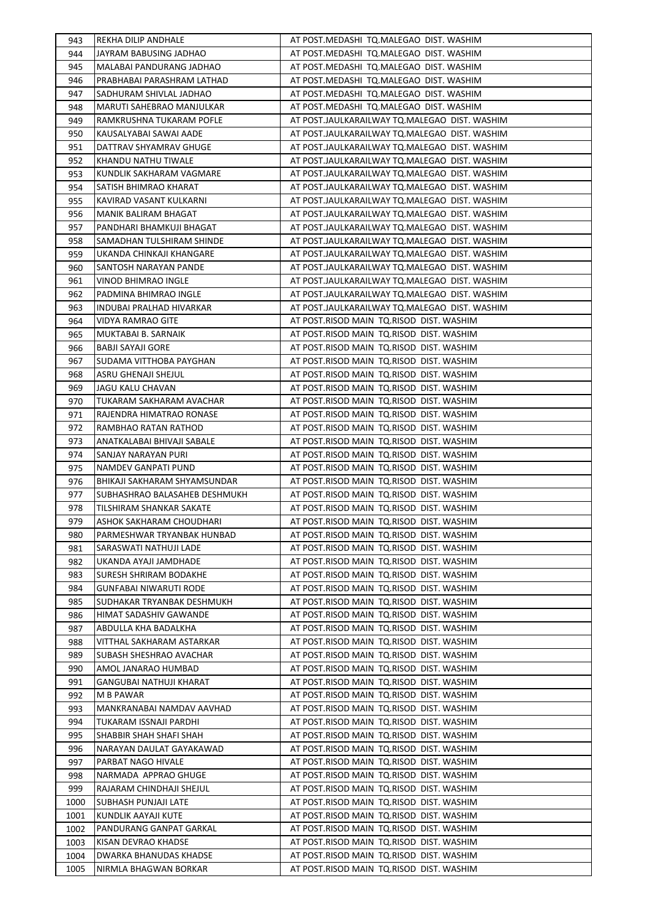| 943 | REKHA DILIP ANDHALE | AT POST.MEDASHI TQ.MALEGAO DIST. WASHIM |
|---|---|---|
| 944 | JAYRAM BABUSING JADHAO | AT POST.MEDASHI TQ.MALEGAO DIST. WASHIM |
| 945 | MALABAI PANDURANG JADHAO | AT POST.MEDASHI TQ.MALEGAO DIST. WASHIM |
| 946 | PRABHABAI PARASHRAM LATHAD | AT POST.MEDASHI TQ.MALEGAO DIST. WASHIM |
| 947 | SADHURAM SHIVLAL JADHAO | AT POST.MEDASHI TQ.MALEGAO DIST. WASHIM |
| 948 | MARUTI SAHEBRAO MANJULKAR | AT POST.MEDASHI TQ.MALEGAO DIST. WASHIM |
| 949 | RAMKRUSHNA TUKARAM POFLE | AT POST.JAULKARAILWAY TQ.MALEGAO DIST. WASHIM |
| 950 | KAUSALYABAI SAWAI AADE | AT POST.JAULKARAILWAY TQ.MALEGAO DIST. WASHIM |
| 951 | DATTRAV SHYAMRAV GHUGE | AT POST.JAULKARAILWAY TQ.MALEGAO DIST. WASHIM |
| 952 | KHANDU NATHU TIWALE | AT POST.JAULKARAILWAY TQ.MALEGAO DIST. WASHIM |
| 953 | KUNDLIK SAKHARAM VAGMARE | AT POST.JAULKARAILWAY TQ.MALEGAO DIST. WASHIM |
| 954 | SATISH BHIMRAO KHARAT | AT POST.JAULKARAILWAY TQ.MALEGAO DIST. WASHIM |
| 955 | KAVIRAD VASANT KULKARNI | AT POST.JAULKARAILWAY TQ.MALEGAO DIST. WASHIM |
| 956 | MANIK BALIRAM BHAGAT | AT POST.JAULKARAILWAY TQ.MALEGAO DIST. WASHIM |
| 957 | PANDHARI BHAMKUJI BHAGAT | AT POST.JAULKARAILWAY TQ.MALEGAO DIST. WASHIM |
| 958 | SAMADHAN TULSHIRAM SHINDE | AT POST.JAULKARAILWAY TQ.MALEGAO DIST. WASHIM |
| 959 | UKANDA CHINKAJI KHANGARE | AT POST.JAULKARAILWAY TQ.MALEGAO DIST. WASHIM |
| 960 | SANTOSH NARAYAN PANDE | AT POST.JAULKARAILWAY TQ.MALEGAO DIST. WASHIM |
| 961 | VINOD BHIMRAO INGLE | AT POST.JAULKARAILWAY TQ.MALEGAO DIST. WASHIM |
| 962 | PADMINA BHIMRAO INGLE | AT POST.JAULKARAILWAY TQ.MALEGAO DIST. WASHIM |
| 963 | INDUBAI PRALHAD HIVARKAR | AT POST.JAULKARAILWAY TQ.MALEGAO DIST. WASHIM |
| 964 | VIDYA RAMRAO GITE | AT POST.RISOD MAIN TQ.RISOD DIST. WASHIM |
| 965 | MUKTABAI B. SARNAIK | AT POST.RISOD MAIN TQ.RISOD DIST. WASHIM |
| 966 | BABJI SAYAJI GORE | AT POST.RISOD MAIN TQ.RISOD DIST. WASHIM |
| 967 | SUDAMA VITTHOBA PAYGHAN | AT POST.RISOD MAIN TQ.RISOD DIST. WASHIM |
| 968 | ASRU GHENAJI SHEJUL | AT POST.RISOD MAIN TQ.RISOD DIST. WASHIM |
| 969 | JAGU KALU CHAVAN | AT POST.RISOD MAIN TQ.RISOD DIST. WASHIM |
| 970 | TUKARAM SAKHARAM AVACHAR | AT POST.RISOD MAIN TQ.RISOD DIST. WASHIM |
| 971 | RAJENDRA HIMATRAO RONASE | AT POST.RISOD MAIN TQ.RISOD DIST. WASHIM |
| 972 | RAMBHAO RATAN RATHOD | AT POST.RISOD MAIN TQ.RISOD DIST. WASHIM |
| 973 | ANATKALABAI BHIVAJI SABALE | AT POST.RISOD MAIN TQ.RISOD DIST. WASHIM |
| 974 | SANJAY NARAYAN PURI | AT POST.RISOD MAIN TQ.RISOD DIST. WASHIM |
| 975 | NAMDEV GANPATI PUND | AT POST.RISOD MAIN TQ.RISOD DIST. WASHIM |
| 976 | BHIKAJI SAKHARAM SHYAMSUNDAR | AT POST.RISOD MAIN TQ.RISOD DIST. WASHIM |
| 977 | SUBHASHRAO BALASAHEB DESHMUKH | AT POST.RISOD MAIN TQ.RISOD DIST. WASHIM |
| 978 | TILSHIRAM SHANKAR SAKATE | AT POST.RISOD MAIN TQ.RISOD DIST. WASHIM |
| 979 | ASHOK SAKHARAM CHOUDHARI | AT POST.RISOD MAIN TQ.RISOD DIST. WASHIM |
| 980 | PARMESHWAR TRYANBAK HUNBAD | AT POST.RISOD MAIN TQ.RISOD DIST. WASHIM |
| 981 | SARASWATI NATHUJI LADE | AT POST.RISOD MAIN TQ.RISOD DIST. WASHIM |
| 982 | UKANDA AYAJI JAMDHADE | AT POST.RISOD MAIN TQ.RISOD DIST. WASHIM |
| 983 | SURESH SHRIRAM BODAKHE | AT POST.RISOD MAIN TQ.RISOD DIST. WASHIM |
| 984 | GUNFABAI NIWARUTI RODE | AT POST.RISOD MAIN TQ.RISOD DIST. WASHIM |
| 985 | SUDHAKAR TRYANBAK DESHMUKH | AT POST.RISOD MAIN TQ.RISOD DIST. WASHIM |
| 986 | HIMAT SADASHIV GAWANDE | AT POST.RISOD MAIN TQ.RISOD DIST. WASHIM |
| 987 | ABDULLA KHA BADALKHA | AT POST.RISOD MAIN TQ.RISOD DIST. WASHIM |
| 988 | VITTHAL SAKHARAM ASTARKAR | AT POST.RISOD MAIN TQ.RISOD DIST. WASHIM |
| 989 | SUBASH SHESHRAO AVACHAR | AT POST.RISOD MAIN TQ.RISOD DIST. WASHIM |
| 990 | AMOL JANARAO HUMBAD | AT POST.RISOD MAIN TQ.RISOD DIST. WASHIM |
| 991 | GANGUBAI NATHUJI KHARAT | AT POST.RISOD MAIN TQ.RISOD DIST. WASHIM |
| 992 | M B PAWAR | AT POST.RISOD MAIN TQ.RISOD DIST. WASHIM |
| 993 | MANKRANABAI NAMDAV AAVHAD | AT POST.RISOD MAIN TQ.RISOD DIST. WASHIM |
| 994 | TUKARAM ISSNAJI PARDHI | AT POST.RISOD MAIN TQ.RISOD DIST. WASHIM |
| 995 | SHABBIR SHAH SHAFI SHAH | AT POST.RISOD MAIN TQ.RISOD DIST. WASHIM |
| 996 | NARAYAN DAULAT GAYAKAWAD | AT POST.RISOD MAIN TQ.RISOD DIST. WASHIM |
| 997 | PARBAT NAGO HIVALE | AT POST.RISOD MAIN TQ.RISOD DIST. WASHIM |
| 998 | NARMADA APPRAO GHUGE | AT POST.RISOD MAIN TQ.RISOD DIST. WASHIM |
| 999 | RAJARAM CHINDHAJI SHEJUL | AT POST.RISOD MAIN TQ.RISOD DIST. WASHIM |
| 1000 | SUBHASH PUNJAJI LATE | AT POST.RISOD MAIN TQ.RISOD DIST. WASHIM |
| 1001 | KUNDLIK AAYAJI KUTE | AT POST.RISOD MAIN TQ.RISOD DIST. WASHIM |
| 1002 | PANDURANG GANPAT GARKAL | AT POST.RISOD MAIN TQ.RISOD DIST. WASHIM |
| 1003 | KISAN DEVRAO KHADSE | AT POST.RISOD MAIN TQ.RISOD DIST. WASHIM |
| 1004 | DWARKA BHANUDAS KHADSE | AT POST.RISOD MAIN TQ.RISOD DIST. WASHIM |
| 1005 | NIRMLA BHAGWAN BORKAR | AT POST.RISOD MAIN TQ.RISOD DIST. WASHIM |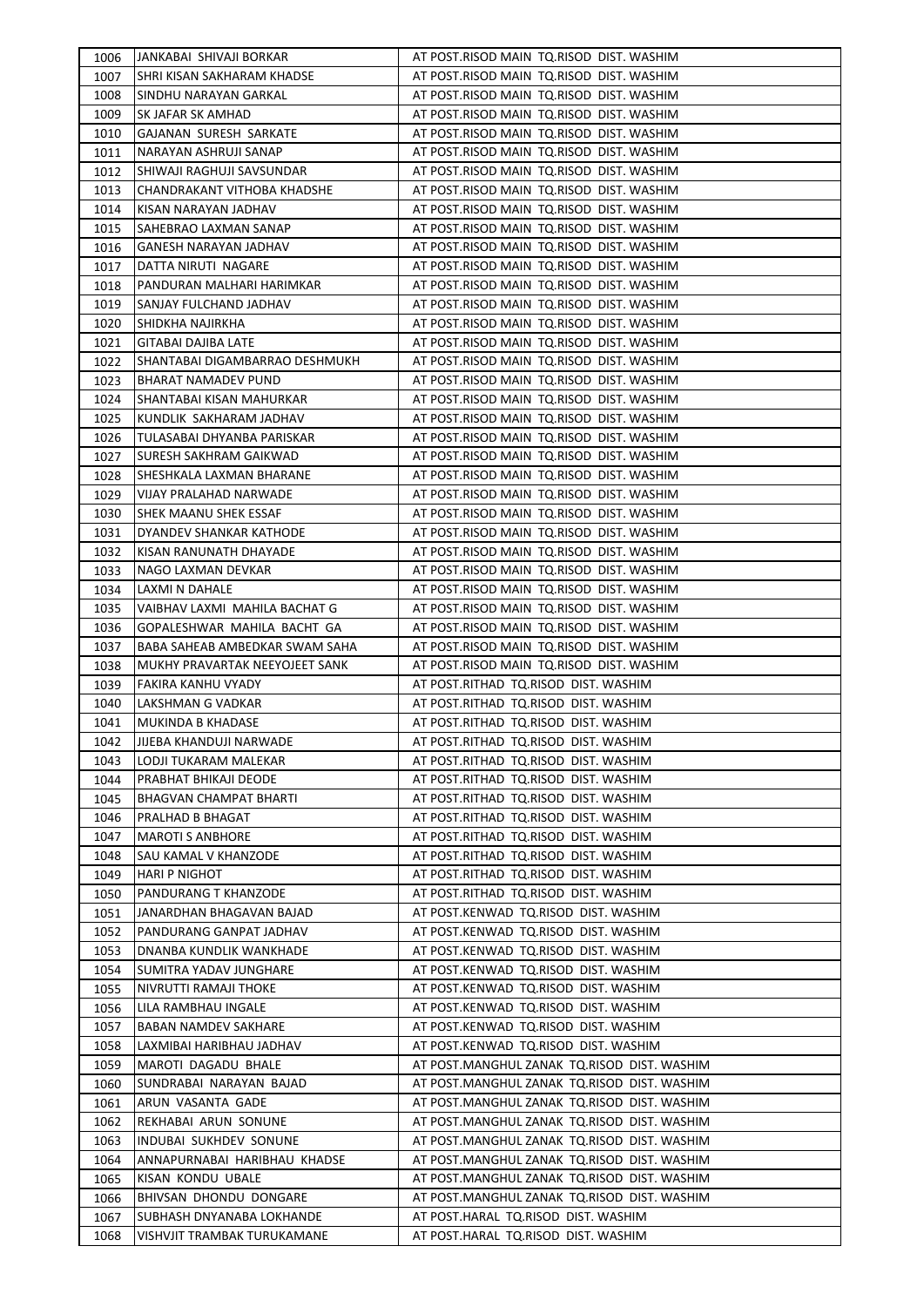| 1006 | JANKABAI SHIVAJI BORKAR | AT POST.RISOD MAIN TQ.RISOD DIST. WASHIM |
|---|---|---|
| 1007 | SHRI KISAN SAKHARAM KHADSE | AT POST.RISOD MAIN TQ.RISOD DIST. WASHIM |
| 1008 | SINDHU NARAYAN GARKAL | AT POST.RISOD MAIN TQ.RISOD DIST. WASHIM |
| 1009 | SK JAFAR SK AMHAD | AT POST.RISOD MAIN TQ.RISOD DIST. WASHIM |
| 1010 | GAJANAN SURESH SARKATE | AT POST.RISOD MAIN TQ.RISOD DIST. WASHIM |
| 1011 | NARAYAN ASHRUJI SANAP | AT POST.RISOD MAIN TQ.RISOD DIST. WASHIM |
| 1012 | SHIWAJI RAGHUJI SAVSUNDAR | AT POST.RISOD MAIN TQ.RISOD DIST. WASHIM |
| 1013 | CHANDRAKANT VITHOBA KHADSHE | AT POST.RISOD MAIN TQ.RISOD DIST. WASHIM |
| 1014 | KISAN NARAYAN JADHAV | AT POST.RISOD MAIN TQ.RISOD DIST. WASHIM |
| 1015 | SAHEBRAO LAXMAN SANAP | AT POST.RISOD MAIN TQ.RISOD DIST. WASHIM |
| 1016 | GANESH NARAYAN JADHAV | AT POST.RISOD MAIN TQ.RISOD DIST. WASHIM |
| 1017 | DATTA NIRUTI NAGARE | AT POST.RISOD MAIN TQ.RISOD DIST. WASHIM |
| 1018 | PANDURAN MALHARI HARIMKAR | AT POST.RISOD MAIN TQ.RISOD DIST. WASHIM |
| 1019 | SANJAY FULCHAND JADHAV | AT POST.RISOD MAIN TQ.RISOD DIST. WASHIM |
| 1020 | SHIDKHA NAJIRKHA | AT POST.RISOD MAIN TQ.RISOD DIST. WASHIM |
| 1021 | GITABAI DAJIBA LATE | AT POST.RISOD MAIN TQ.RISOD DIST. WASHIM |
| 1022 | SHANTABAI DIGAMBARRAO DESHMUKH | AT POST.RISOD MAIN TQ.RISOD DIST. WASHIM |
| 1023 | BHARAT NAMADEV PUND | AT POST.RISOD MAIN TQ.RISOD DIST. WASHIM |
| 1024 | SHANTABAI KISAN MAHURKAR | AT POST.RISOD MAIN TQ.RISOD DIST. WASHIM |
| 1025 | KUNDLIK SAKHARAM JADHAV | AT POST.RISOD MAIN TQ.RISOD DIST. WASHIM |
| 1026 | TULASABAI DHYANBA PARISKAR | AT POST.RISOD MAIN TQ.RISOD DIST. WASHIM |
| 1027 | SURESH SAKHRAM GAIKWAD | AT POST.RISOD MAIN TQ.RISOD DIST. WASHIM |
| 1028 | SHESHKALA LAXMAN BHARANE | AT POST.RISOD MAIN TQ.RISOD DIST. WASHIM |
| 1029 | VIJAY PRALAHAD NARWADE | AT POST.RISOD MAIN TQ.RISOD DIST. WASHIM |
| 1030 | SHEK MAANU SHEK ESSAF | AT POST.RISOD MAIN TQ.RISOD DIST. WASHIM |
| 1031 | DYANDEV SHANKAR KATHODE | AT POST.RISOD MAIN TQ.RISOD DIST. WASHIM |
| 1032 | KISAN RANUNATH DHAYADE | AT POST.RISOD MAIN TQ.RISOD DIST. WASHIM |
| 1033 | NAGO LAXMAN DEVKAR | AT POST.RISOD MAIN TQ.RISOD DIST. WASHIM |
| 1034 | LAXMI N DAHALE | AT POST.RISOD MAIN TQ.RISOD DIST. WASHIM |
| 1035 | VAIBHAV LAXMI MAHILA BACHAT G | AT POST.RISOD MAIN TQ.RISOD DIST. WASHIM |
| 1036 | GOPALESHWAR MAHILA BACHT GA | AT POST.RISOD MAIN TQ.RISOD DIST. WASHIM |
| 1037 | BABA SAHEAB AMBEDKAR SWAM SAHA | AT POST.RISOD MAIN TQ.RISOD DIST. WASHIM |
| 1038 | MUKHY PRAVARTAK NEEYOJEET SANK | AT POST.RISOD MAIN TQ.RISOD DIST. WASHIM |
| 1039 | FAKIRA KANHU VYADY | AT POST.RITHAD TQ.RISOD DIST. WASHIM |
| 1040 | LAKSHMAN G VADKAR | AT POST.RITHAD TQ.RISOD DIST. WASHIM |
| 1041 | MUKINDA B KHADASE | AT POST.RITHAD TQ.RISOD DIST. WASHIM |
| 1042 | JIJEBA KHANDUJI NARWADE | AT POST.RITHAD TQ.RISOD DIST. WASHIM |
| 1043 | LODJI TUKARAM MALEKAR | AT POST.RITHAD TQ.RISOD DIST. WASHIM |
| 1044 | PRABHAT BHIKAJI DEODE | AT POST.RITHAD TQ.RISOD DIST. WASHIM |
| 1045 | BHAGVAN CHAMPAT BHARTI | AT POST.RITHAD TQ.RISOD DIST. WASHIM |
| 1046 | PRALHAD B BHAGAT | AT POST.RITHAD TQ.RISOD DIST. WASHIM |
| 1047 | MAROTI S ANBHORE | AT POST.RITHAD TQ.RISOD DIST. WASHIM |
| 1048 | SAU KAMAL V KHANZODE | AT POST.RITHAD TQ.RISOD DIST. WASHIM |
| 1049 | HARI P NIGHOT | AT POST.RITHAD TQ.RISOD DIST. WASHIM |
| 1050 | PANDURANG T KHANZODE | AT POST.RITHAD TQ.RISOD DIST. WASHIM |
| 1051 | JANARDHAN BHAGAVAN BAJAD | AT POST.KENWAD TQ.RISOD DIST. WASHIM |
| 1052 | PANDURANG GANPAT JADHAV | AT POST.KENWAD TQ.RISOD DIST. WASHIM |
| 1053 | DNANBA KUNDLIK WANKHADE | AT POST.KENWAD TQ.RISOD DIST. WASHIM |
| 1054 | SUMITRA YADAV JUNGHARE | AT POST.KENWAD TQ.RISOD DIST. WASHIM |
| 1055 | NIVRUTTI RAMAJI THOKE | AT POST.KENWAD TQ.RISOD DIST. WASHIM |
| 1056 | LILA RAMBHAU INGALE | AT POST.KENWAD TQ.RISOD DIST. WASHIM |
| 1057 | BABAN NAMDEV SAKHARE | AT POST.KENWAD TQ.RISOD DIST. WASHIM |
| 1058 | LAXMIBAI HARIBHAU JADHAV | AT POST.KENWAD TQ.RISOD DIST. WASHIM |
| 1059 | MAROTI DAGADU BHALE | AT POST.MANGHUL ZANAK TQ.RISOD DIST. WASHIM |
| 1060 | SUNDRABAI NARAYAN BAJAD | AT POST.MANGHUL ZANAK TQ.RISOD DIST. WASHIM |
| 1061 | ARUN VASANTA GADE | AT POST.MANGHUL ZANAK TQ.RISOD DIST. WASHIM |
| 1062 | REKHABAI ARUN SONUNE | AT POST.MANGHUL ZANAK TQ.RISOD DIST. WASHIM |
| 1063 | INDUBAI SUKHDEV SONUNE | AT POST.MANGHUL ZANAK TQ.RISOD DIST. WASHIM |
| 1064 | ANNAPURNABAI HARIBHAU KHADSE | AT POST.MANGHUL ZANAK TQ.RISOD DIST. WASHIM |
| 1065 | KISAN KONDU UBALE | AT POST.MANGHUL ZANAK TQ.RISOD DIST. WASHIM |
| 1066 | BHIVSAN DHONDU DONGARE | AT POST.MANGHUL ZANAK TQ.RISOD DIST. WASHIM |
| 1067 | SUBHASH DNYANABA LOKHANDE | AT POST.HARAL TQ.RISOD DIST. WASHIM |
| 1068 | VISHVJIT TRAMBAK TURUKAMANE | AT POST.HARAL TQ.RISOD DIST. WASHIM |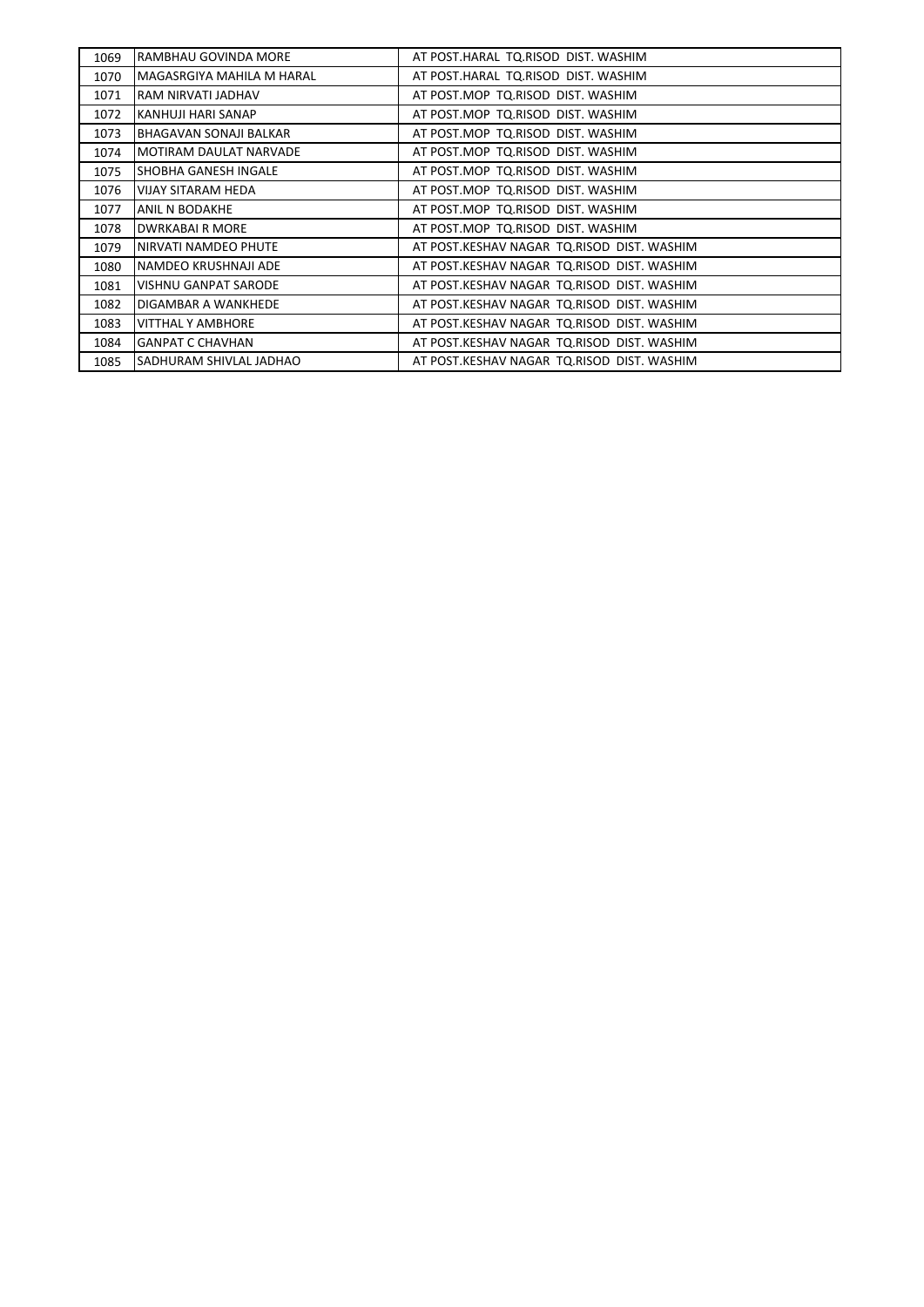| | | |
|---|---|---|
| 1069 | RAMBHAU GOVINDA MORE | AT POST.HARAL TQ.RISOD DIST. WASHIM |
| 1070 | MAGASRGIYA MAHILA M HARAL | AT POST.HARAL TQ.RISOD DIST. WASHIM |
| 1071 | RAM NIRVATI JADHAV | AT POST.MOP TQ.RISOD DIST. WASHIM |
| 1072 | KANHUJI HARI SANAP | AT POST.MOP TQ.RISOD DIST. WASHIM |
| 1073 | BHAGAVAN SONAJI BALKAR | AT POST.MOP TQ.RISOD DIST. WASHIM |
| 1074 | MOTIRAM DAULAT NARVADE | AT POST.MOP TQ.RISOD DIST. WASHIM |
| 1075 | SHOBHA GANESH INGALE | AT POST.MOP TQ.RISOD DIST. WASHIM |
| 1076 | VIJAY SITARAM HEDA | AT POST.MOP TQ.RISOD DIST. WASHIM |
| 1077 | ANIL N BODAKHE | AT POST.MOP TQ.RISOD DIST. WASHIM |
| 1078 | DWRKABAI R MORE | AT POST.MOP TQ.RISOD DIST. WASHIM |
| 1079 | NIRVATI NAMDEO PHUTE | AT POST.KESHAV NAGAR TQ.RISOD DIST. WASHIM |
| 1080 | NAMDEO KRUSHNAJI ADE | AT POST.KESHAV NAGAR TQ.RISOD DIST. WASHIM |
| 1081 | VISHNU GANPAT SARODE | AT POST.KESHAV NAGAR TQ.RISOD DIST. WASHIM |
| 1082 | DIGAMBAR A WANKHEDE | AT POST.KESHAV NAGAR TQ.RISOD DIST. WASHIM |
| 1083 | VITTHAL Y AMBHORE | AT POST.KESHAV NAGAR TQ.RISOD DIST. WASHIM |
| 1084 | GANPAT C CHAVHAN | AT POST.KESHAV NAGAR TQ.RISOD DIST. WASHIM |
| 1085 | SADHURAM SHIVLAL JADHAO | AT POST.KESHAV NAGAR TQ.RISOD DIST. WASHIM |